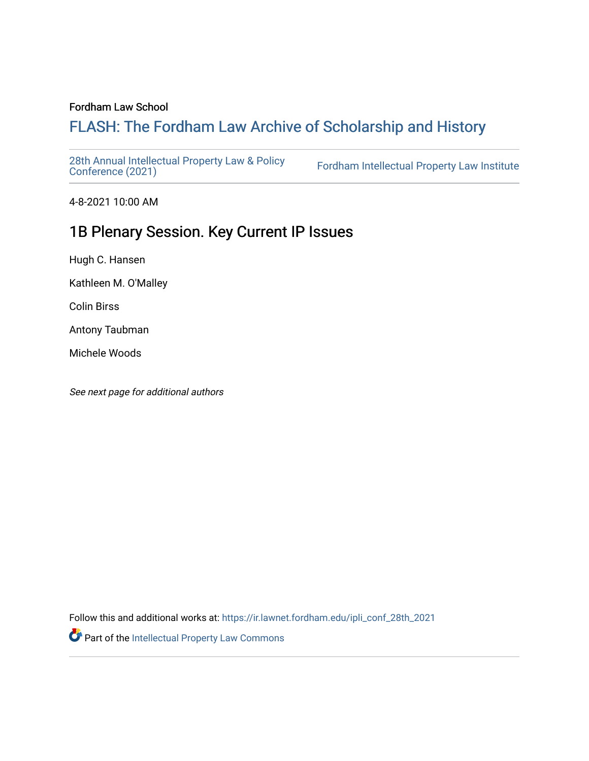Fordham Law School

# FLASH: The Fordham Law Archive of Scholarship and History

28th Annual Intellectual Property Law & Policy Conference (2021)

Fordham Intellectual Property Law Institute

4-8-2021 10:00 AM

## 1B Plenary Session. Key Current IP Issues

Hugh C. Hansen

Kathleen M. O'Malley

Colin Birss

Antony Taubman

Michele Woods

*See next page for additional authors*

Follow this and additional works at: https://ir.lawnet.fordham.edu/ipli_conf_28th_2021

Part of the Intellectual Property Law Commons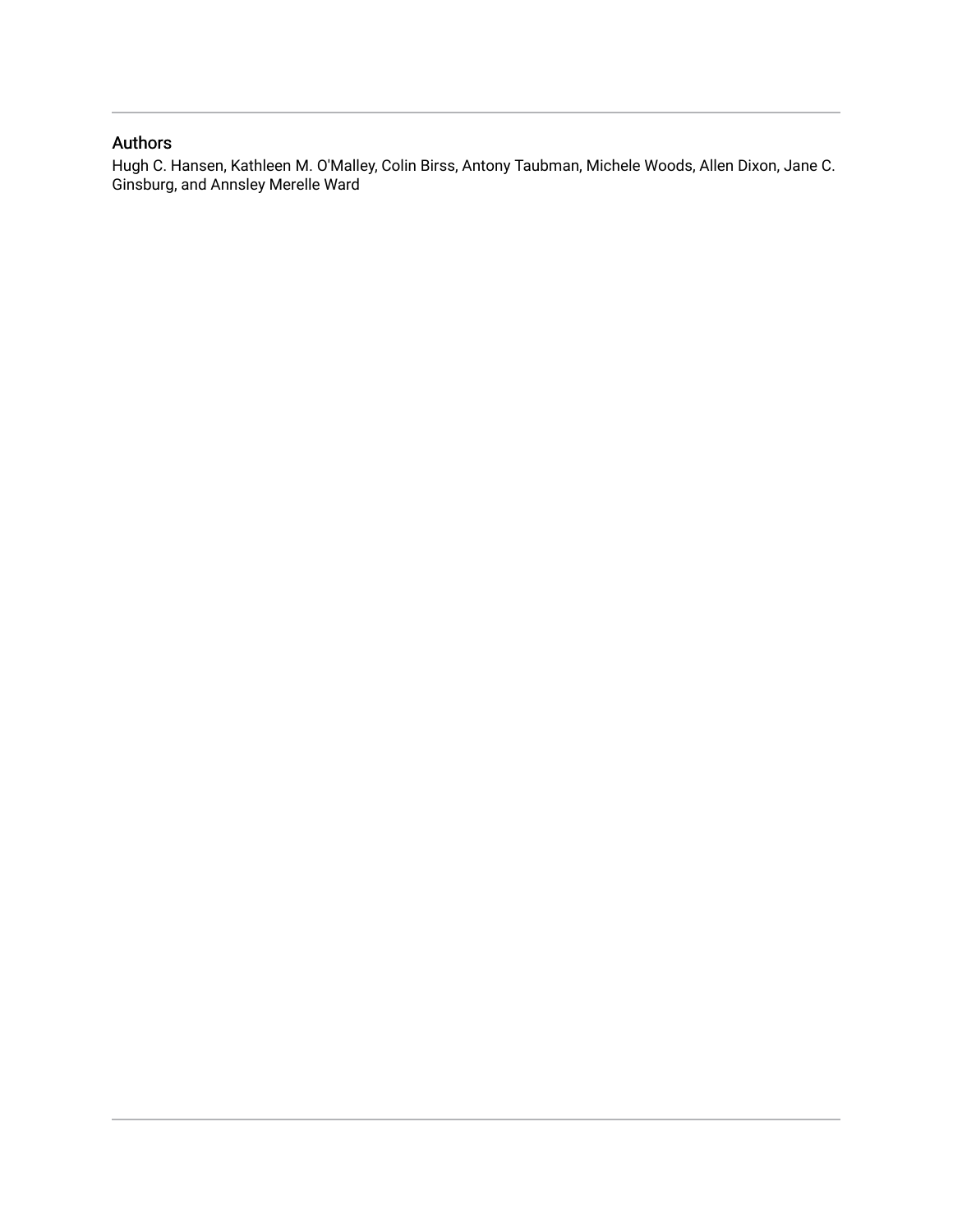## Authors

Hugh C. Hansen, Kathleen M. O'Malley, Colin Birss, Antony Taubman, Michele Woods, Allen Dixon, Jane C. Ginsburg, and Annsley Merelle Ward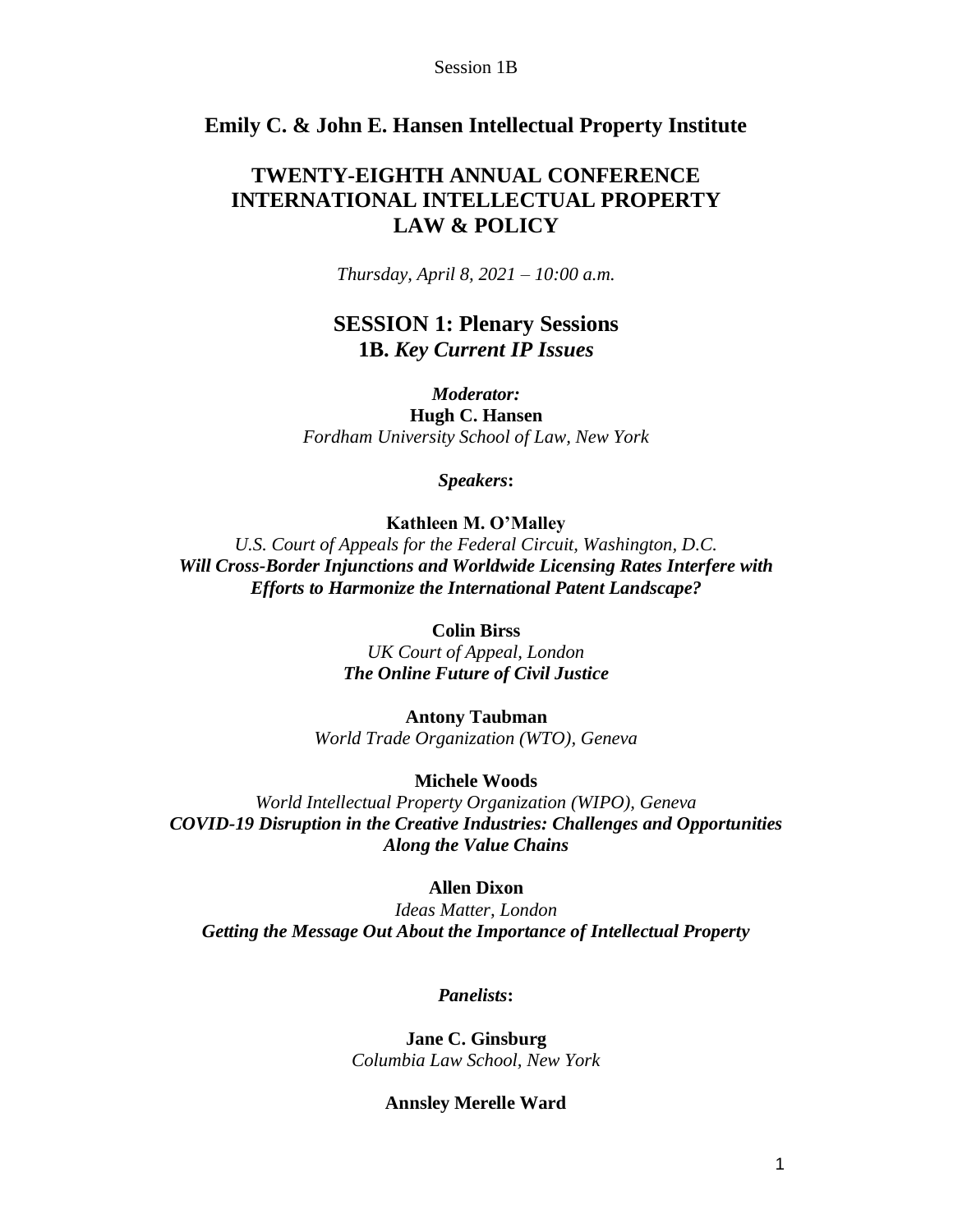## Emily C. & John E. Hansen Intellectual Property Institute

# TWENTY-EIGHTH ANNUAL CONFERENCE INTERNATIONAL INTELLECTUAL PROPERTY LAW & POLICY

*Thursday, April 8, 2021 – 10:00 a.m.*

## SESSION 1: Plenary Sessions
### 1B. *Key Current IP Issues*

***Moderator:***
**Hugh C. Hansen**
*Fordham University School of Law, New York*

***Speakers*:**

**Kathleen M. O'Malley**
*U.S. Court of Appeals for the Federal Circuit, Washington, D.C.*
***Will Cross-Border Injunctions and Worldwide Licensing Rates Interfere with Efforts to Harmonize the International Patent Landscape?***

**Colin Birss**
*UK Court of Appeal, London*
***The Online Future of Civil Justice***

**Antony Taubman**
*World Trade Organization (WTO), Geneva*

**Michele Woods**
*World Intellectual Property Organization (WIPO), Geneva*
***COVID-19 Disruption in the Creative Industries: Challenges and Opportunities Along the Value Chains***

**Allen Dixon**
*Ideas Matter, London*
***Getting the Message Out About the Importance of Intellectual Property***

***Panelists*:**

**Jane C. Ginsburg**
*Columbia Law School, New York*

**Annsley Merelle Ward**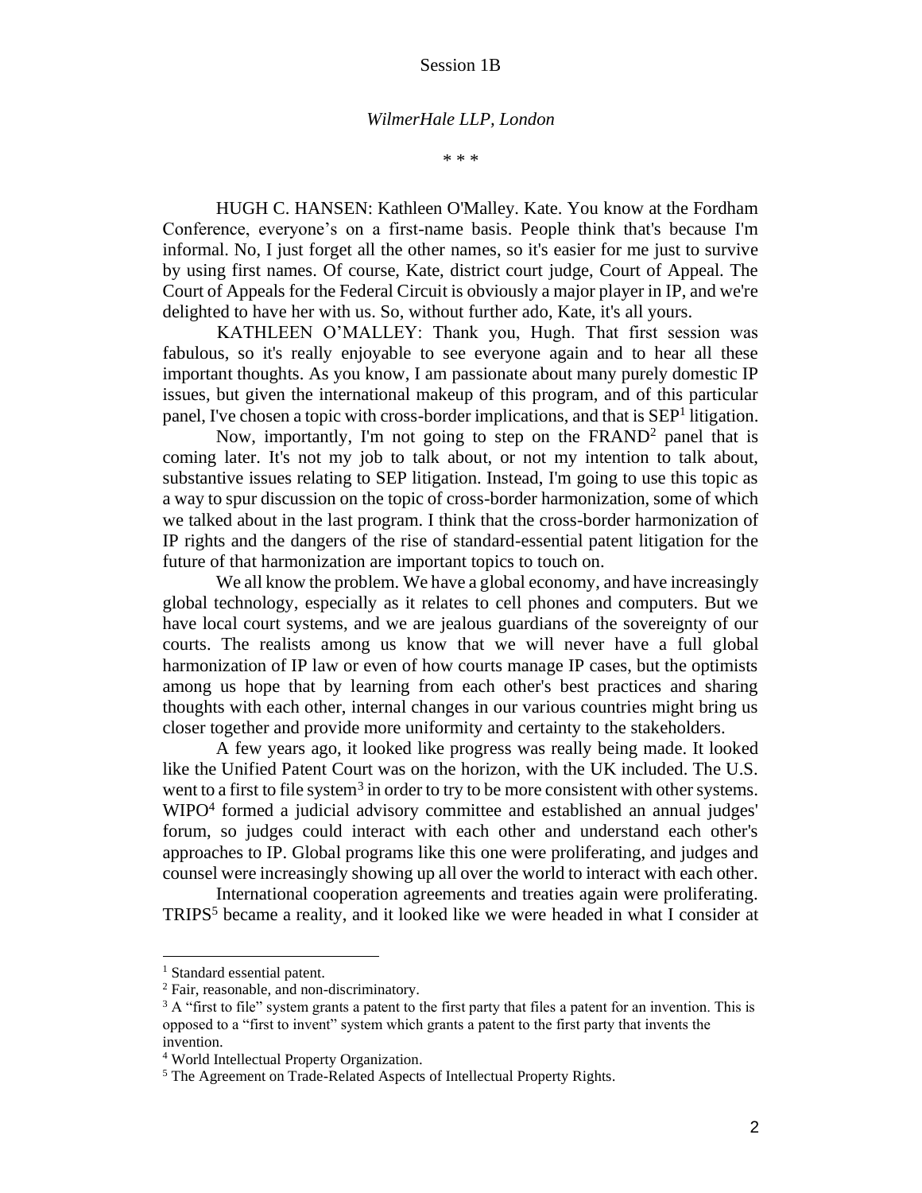Session 1B

*WilmerHale LLP, London*

\* \* \*

HUGH C. HANSEN: Kathleen O'Malley. Kate. You know at the Fordham Conference, everyone's on a first-name basis. People think that's because I'm informal. No, I just forget all the other names, so it's easier for me just to survive by using first names. Of course, Kate, district court judge, Court of Appeal. The Court of Appeals for the Federal Circuit is obviously a major player in IP, and we're delighted to have her with us. So, without further ado, Kate, it's all yours.

KATHLEEN O'MALLEY: Thank you, Hugh. That first session was fabulous, so it's really enjoyable to see everyone again and to hear all these important thoughts. As you know, I am passionate about many purely domestic IP issues, but given the international makeup of this program, and of this particular panel, I've chosen a topic with cross-border implications, and that is SEP[1] litigation.

Now, importantly, I'm not going to step on the FRAND[2] panel that is coming later. It's not my job to talk about, or not my intention to talk about, substantive issues relating to SEP litigation. Instead, I'm going to use this topic as a way to spur discussion on the topic of cross-border harmonization, some of which we talked about in the last program. I think that the cross-border harmonization of IP rights and the dangers of the rise of standard-essential patent litigation for the future of that harmonization are important topics to touch on.

We all know the problem. We have a global economy, and have increasingly global technology, especially as it relates to cell phones and computers. But we have local court systems, and we are jealous guardians of the sovereignty of our courts. The realists among us know that we will never have a full global harmonization of IP law or even of how courts manage IP cases, but the optimists among us hope that by learning from each other's best practices and sharing thoughts with each other, internal changes in our various countries might bring us closer together and provide more uniformity and certainty to the stakeholders.

A few years ago, it looked like progress was really being made. It looked like the Unified Patent Court was on the horizon, with the UK included. The U.S. went to a first to file system[3] in order to try to be more consistent with other systems. WIPO[4] formed a judicial advisory committee and established an annual judges' forum, so judges could interact with each other and understand each other's approaches to IP. Global programs like this one were proliferating, and judges and counsel were increasingly showing up all over the world to interact with each other.

International cooperation agreements and treaties again were proliferating. TRIPS[5] became a reality, and it looked like we were headed in what I consider at

---

[1] Standard essential patent.

[2] Fair, reasonable, and non-discriminatory.

[3] A "first to file" system grants a patent to the first party that files a patent for an invention. This is opposed to a "first to invent" system which grants a patent to the first party that invents the invention.

[4] World Intellectual Property Organization.

[5] The Agreement on Trade-Related Aspects of Intellectual Property Rights.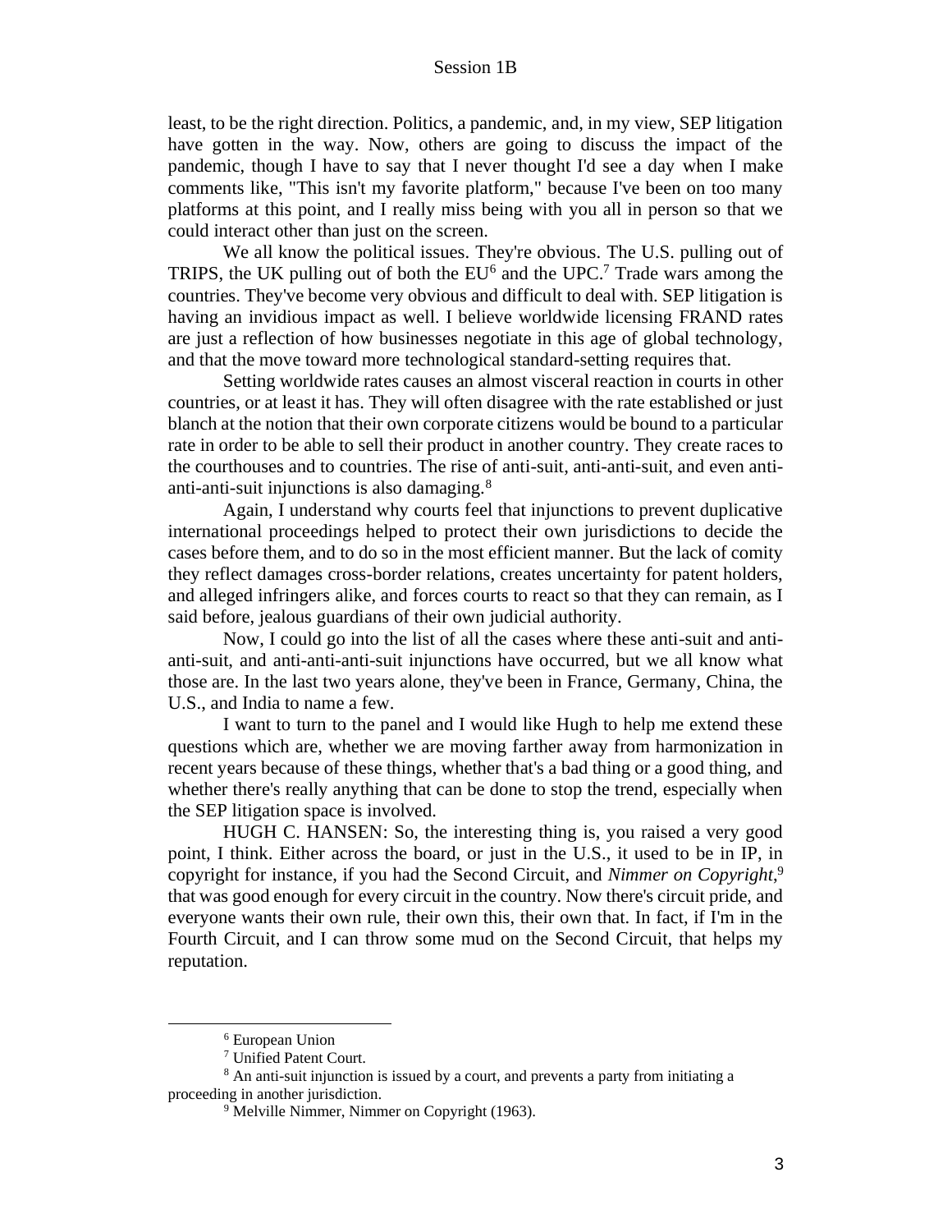least, to be the right direction. Politics, a pandemic, and, in my view, SEP litigation have gotten in the way. Now, others are going to discuss the impact of the pandemic, though I have to say that I never thought I'd see a day when I make comments like, "This isn't my favorite platform," because I've been on too many platforms at this point, and I really miss being with you all in person so that we could interact other than just on the screen.

We all know the political issues. They're obvious. The U.S. pulling out of TRIPS, the UK pulling out of both the EU[6] and the UPC.[7] Trade wars among the countries. They've become very obvious and difficult to deal with. SEP litigation is having an invidious impact as well. I believe worldwide licensing FRAND rates are just a reflection of how businesses negotiate in this age of global technology, and that the move toward more technological standard-setting requires that.

Setting worldwide rates causes an almost visceral reaction in courts in other countries, or at least it has. They will often disagree with the rate established or just blanch at the notion that their own corporate citizens would be bound to a particular rate in order to be able to sell their product in another country. They create races to the courthouses and to countries. The rise of anti-suit, anti-anti-suit, and even anti-anti-anti-suit injunctions is also damaging.[8]

Again, I understand why courts feel that injunctions to prevent duplicative international proceedings helped to protect their own jurisdictions to decide the cases before them, and to do so in the most efficient manner. But the lack of comity they reflect damages cross-border relations, creates uncertainty for patent holders, and alleged infringers alike, and forces courts to react so that they can remain, as I said before, jealous guardians of their own judicial authority.

Now, I could go into the list of all the cases where these anti-suit and anti-anti-suit, and anti-anti-anti-suit injunctions have occurred, but we all know what those are. In the last two years alone, they've been in France, Germany, China, the U.S., and India to name a few.

I want to turn to the panel and I would like Hugh to help me extend these questions which are, whether we are moving farther away from harmonization in recent years because of these things, whether that's a bad thing or a good thing, and whether there's really anything that can be done to stop the trend, especially when the SEP litigation space is involved.

HUGH C. HANSEN: So, the interesting thing is, you raised a very good point, I think. Either across the board, or just in the U.S., it used to be in IP, in copyright for instance, if you had the Second Circuit, and *Nimmer on Copyright*,[9] that was good enough for every circuit in the country. Now there's circuit pride, and everyone wants their own rule, their own this, their own that. In fact, if I'm in the Fourth Circuit, and I can throw some mud on the Second Circuit, that helps my reputation.

---

[6] European Union

[7] Unified Patent Court.

[8] An anti-suit injunction is issued by a court, and prevents a party from initiating a proceeding in another jurisdiction.

[9] Melville Nimmer, Nimmer on Copyright (1963).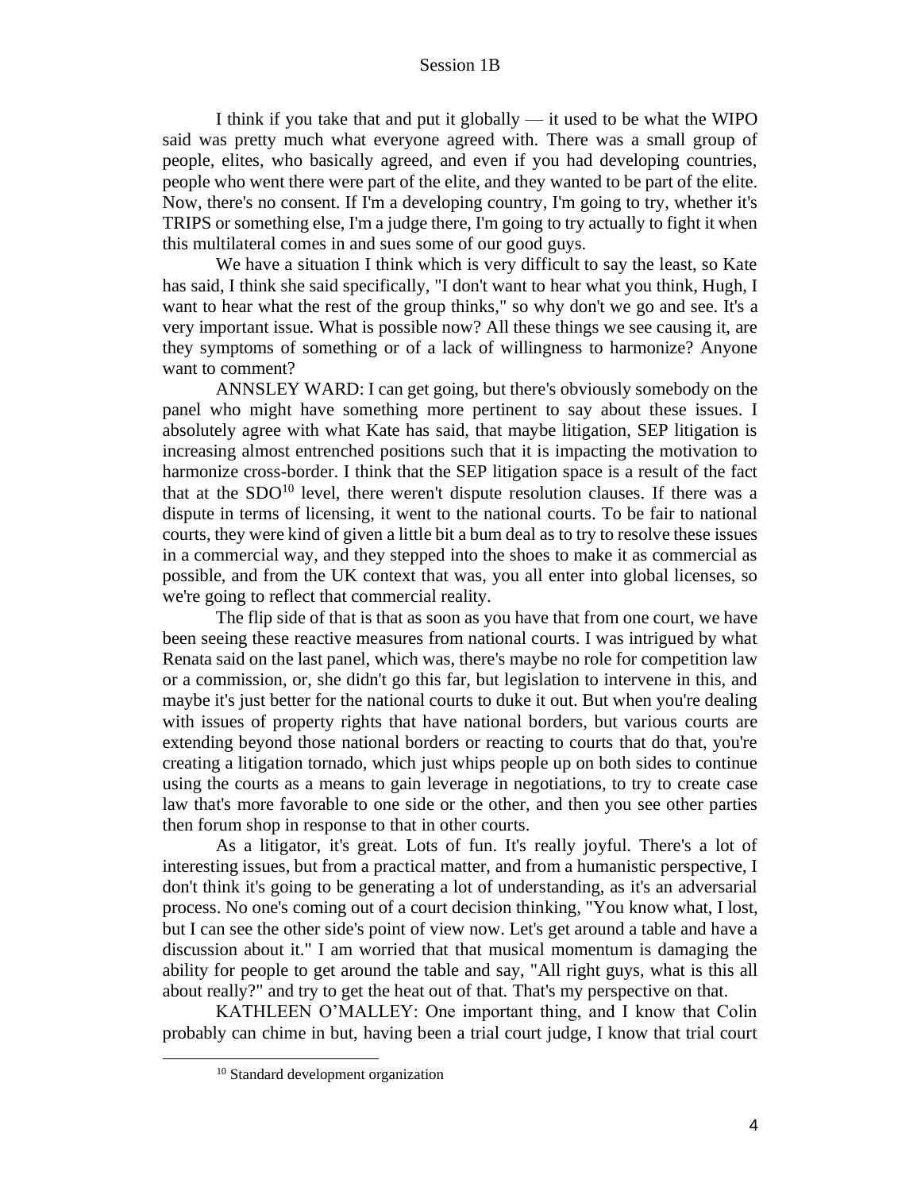I think if you take that and put it globally — it used to be what the WIPO said was pretty much what everyone agreed with. There was a small group of people, elites, who basically agreed, and even if you had developing countries, people who went there were part of the elite, and they wanted to be part of the elite. Now, there's no consent. If I'm a developing country, I'm going to try, whether it's TRIPS or something else, I'm a judge there, I'm going to try actually to fight it when this multilateral comes in and sues some of our good guys.

We have a situation I think which is very difficult to say the least, so Kate has said, I think she said specifically, "I don't want to hear what you think, Hugh, I want to hear what the rest of the group thinks," so why don't we go and see. It's a very important issue. What is possible now? All these things we see causing it, are they symptoms of something or of a lack of willingness to harmonize? Anyone want to comment?

ANNSLEY WARD: I can get going, but there's obviously somebody on the panel who might have something more pertinent to say about these issues. I absolutely agree with what Kate has said, that maybe litigation, SEP litigation is increasing almost entrenched positions such that it is impacting the motivation to harmonize cross-border. I think that the SEP litigation space is a result of the fact that at the SDO[10] level, there weren't dispute resolution clauses. If there was a dispute in terms of licensing, it went to the national courts. To be fair to national courts, they were kind of given a little bit a bum deal as to try to resolve these issues in a commercial way, and they stepped into the shoes to make it as commercial as possible, and from the UK context that was, you all enter into global licenses, so we're going to reflect that commercial reality.

The flip side of that is that as soon as you have that from one court, we have been seeing these reactive measures from national courts. I was intrigued by what Renata said on the last panel, which was, there's maybe no role for competition law or a commission, or, she didn't go this far, but legislation to intervene in this, and maybe it's just better for the national courts to duke it out. But when you're dealing with issues of property rights that have national borders, but various courts are extending beyond those national borders or reacting to courts that do that, you're creating a litigation tornado, which just whips people up on both sides to continue using the courts as a means to gain leverage in negotiations, to try to create case law that's more favorable to one side or the other, and then you see other parties then forum shop in response to that in other courts.

As a litigator, it's great. Lots of fun. It's really joyful. There's a lot of interesting issues, but from a practical matter, and from a humanistic perspective, I don't think it's going to be generating a lot of understanding, as it's an adversarial process. No one's coming out of a court decision thinking, "You know what, I lost, but I can see the other side's point of view now. Let's get around a table and have a discussion about it." I am worried that that musical momentum is damaging the ability for people to get around the table and say, "All right guys, what is this all about really?" and try to get the heat out of that. That's my perspective on that.

KATHLEEN O'MALLEY: One important thing, and I know that Colin probably can chime in but, having been a trial court judge, I know that trial court

[10] Standard development organization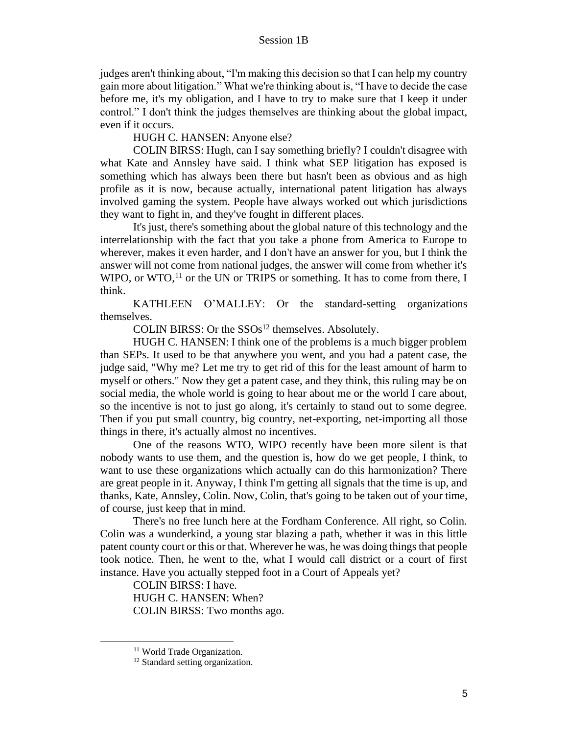judges aren't thinking about, "I'm making this decision so that I can help my country gain more about litigation." What we're thinking about is, "I have to decide the case before me, it's my obligation, and I have to try to make sure that I keep it under control." I don't think the judges themselves are thinking about the global impact, even if it occurs.

HUGH C. HANSEN: Anyone else?

COLIN BIRSS: Hugh, can I say something briefly? I couldn't disagree with what Kate and Annsley have said. I think what SEP litigation has exposed is something which has always been there but hasn't been as obvious and as high profile as it is now, because actually, international patent litigation has always involved gaming the system. People have always worked out which jurisdictions they want to fight in, and they've fought in different places.

It's just, there's something about the global nature of this technology and the interrelationship with the fact that you take a phone from America to Europe to wherever, makes it even harder, and I don't have an answer for you, but I think the answer will not come from national judges, the answer will come from whether it's WIPO, or WTO,[11] or the UN or TRIPS or something. It has to come from there, I think.

KATHLEEN O'MALLEY: Or the standard-setting organizations themselves.

COLIN BIRSS: Or the SSOs[12] themselves. Absolutely.

HUGH C. HANSEN: I think one of the problems is a much bigger problem than SEPs. It used to be that anywhere you went, and you had a patent case, the judge said, "Why me? Let me try to get rid of this for the least amount of harm to myself or others." Now they get a patent case, and they think, this ruling may be on social media, the whole world is going to hear about me or the world I care about, so the incentive is not to just go along, it's certainly to stand out to some degree. Then if you put small country, big country, net-exporting, net-importing all those things in there, it's actually almost no incentives.

One of the reasons WTO, WIPO recently have been more silent is that nobody wants to use them, and the question is, how do we get people, I think, to want to use these organizations which actually can do this harmonization? There are great people in it. Anyway, I think I'm getting all signals that the time is up, and thanks, Kate, Annsley, Colin. Now, Colin, that's going to be taken out of your time, of course, just keep that in mind.

There's no free lunch here at the Fordham Conference. All right, so Colin. Colin was a wunderkind, a young star blazing a path, whether it was in this little patent county court or this or that. Wherever he was, he was doing things that people took notice. Then, he went to the, what I would call district or a court of first instance. Have you actually stepped foot in a Court of Appeals yet?

COLIN BIRSS: I have.

HUGH C. HANSEN: When?

COLIN BIRSS: Two months ago.

[11] World Trade Organization.

[12] Standard setting organization.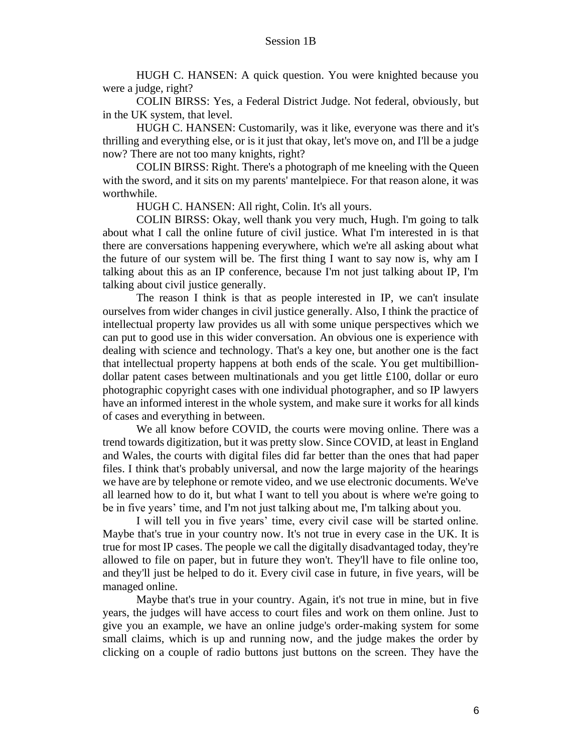HUGH C. HANSEN: A quick question. You were knighted because you were a judge, right?

COLIN BIRSS: Yes, a Federal District Judge. Not federal, obviously, but in the UK system, that level.

HUGH C. HANSEN: Customarily, was it like, everyone was there and it's thrilling and everything else, or is it just that okay, let's move on, and I'll be a judge now? There are not too many knights, right?

COLIN BIRSS: Right. There's a photograph of me kneeling with the Queen with the sword, and it sits on my parents' mantelpiece. For that reason alone, it was worthwhile.

HUGH C. HANSEN: All right, Colin. It's all yours.

COLIN BIRSS: Okay, well thank you very much, Hugh. I'm going to talk about what I call the online future of civil justice. What I'm interested in is that there are conversations happening everywhere, which we're all asking about what the future of our system will be. The first thing I want to say now is, why am I talking about this as an IP conference, because I'm not just talking about IP, I'm talking about civil justice generally.

The reason I think is that as people interested in IP, we can't insulate ourselves from wider changes in civil justice generally. Also, I think the practice of intellectual property law provides us all with some unique perspectives which we can put to good use in this wider conversation. An obvious one is experience with dealing with science and technology. That's a key one, but another one is the fact that intellectual property happens at both ends of the scale. You get multibillion-dollar patent cases between multinationals and you get little £100, dollar or euro photographic copyright cases with one individual photographer, and so IP lawyers have an informed interest in the whole system, and make sure it works for all kinds of cases and everything in between.

We all know before COVID, the courts were moving online. There was a trend towards digitization, but it was pretty slow. Since COVID, at least in England and Wales, the courts with digital files did far better than the ones that had paper files. I think that's probably universal, and now the large majority of the hearings we have are by telephone or remote video, and we use electronic documents. We've all learned how to do it, but what I want to tell you about is where we're going to be in five years' time, and I'm not just talking about me, I'm talking about you.

I will tell you in five years' time, every civil case will be started online. Maybe that's true in your country now. It's not true in every case in the UK. It is true for most IP cases. The people we call the digitally disadvantaged today, they're allowed to file on paper, but in future they won't. They'll have to file online too, and they'll just be helped to do it. Every civil case in future, in five years, will be managed online.

Maybe that's true in your country. Again, it's not true in mine, but in five years, the judges will have access to court files and work on them online. Just to give you an example, we have an online judge's order-making system for some small claims, which is up and running now, and the judge makes the order by clicking on a couple of radio buttons just buttons on the screen. They have the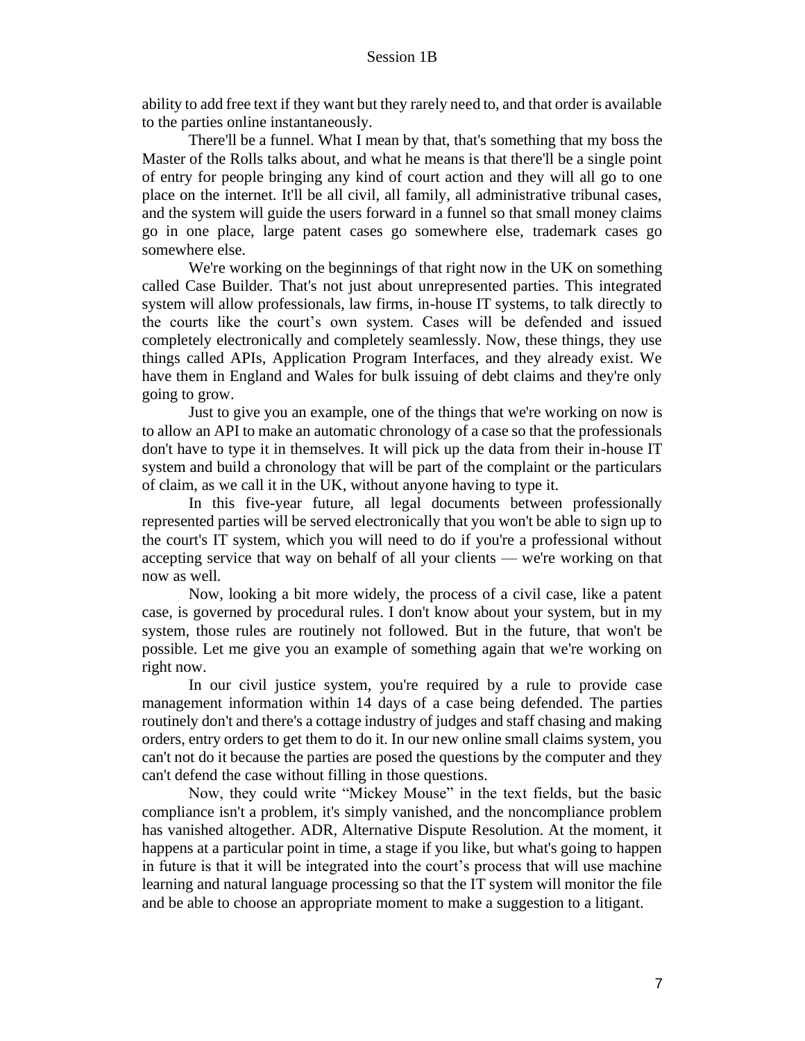ability to add free text if they want but they rarely need to, and that order is available to the parties online instantaneously.

There'll be a funnel. What I mean by that, that's something that my boss the Master of the Rolls talks about, and what he means is that there'll be a single point of entry for people bringing any kind of court action and they will all go to one place on the internet. It'll be all civil, all family, all administrative tribunal cases, and the system will guide the users forward in a funnel so that small money claims go in one place, large patent cases go somewhere else, trademark cases go somewhere else.

We're working on the beginnings of that right now in the UK on something called Case Builder. That's not just about unrepresented parties. This integrated system will allow professionals, law firms, in-house IT systems, to talk directly to the courts like the court's own system. Cases will be defended and issued completely electronically and completely seamlessly. Now, these things, they use things called APIs, Application Program Interfaces, and they already exist. We have them in England and Wales for bulk issuing of debt claims and they're only going to grow.

Just to give you an example, one of the things that we're working on now is to allow an API to make an automatic chronology of a case so that the professionals don't have to type it in themselves. It will pick up the data from their in-house IT system and build a chronology that will be part of the complaint or the particulars of claim, as we call it in the UK, without anyone having to type it.

In this five-year future, all legal documents between professionally represented parties will be served electronically that you won't be able to sign up to the court's IT system, which you will need to do if you're a professional without accepting service that way on behalf of all your clients — we're working on that now as well.

Now, looking a bit more widely, the process of a civil case, like a patent case, is governed by procedural rules. I don't know about your system, but in my system, those rules are routinely not followed. But in the future, that won't be possible. Let me give you an example of something again that we're working on right now.

In our civil justice system, you're required by a rule to provide case management information within 14 days of a case being defended. The parties routinely don't and there's a cottage industry of judges and staff chasing and making orders, entry orders to get them to do it. In our new online small claims system, you can't not do it because the parties are posed the questions by the computer and they can't defend the case without filling in those questions.

Now, they could write "Mickey Mouse" in the text fields, but the basic compliance isn't a problem, it's simply vanished, and the noncompliance problem has vanished altogether. ADR, Alternative Dispute Resolution. At the moment, it happens at a particular point in time, a stage if you like, but what's going to happen in future is that it will be integrated into the court's process that will use machine learning and natural language processing so that the IT system will monitor the file and be able to choose an appropriate moment to make a suggestion to a litigant.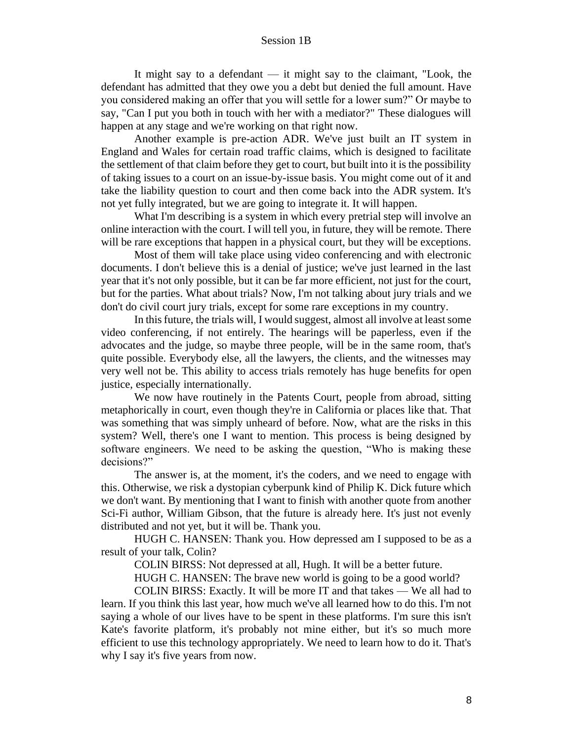It might say to a defendant — it might say to the claimant, "Look, the defendant has admitted that they owe you a debt but denied the full amount. Have you considered making an offer that you will settle for a lower sum?" Or maybe to say, "Can I put you both in touch with her with a mediator?" These dialogues will happen at any stage and we're working on that right now.

Another example is pre-action ADR. We've just built an IT system in England and Wales for certain road traffic claims, which is designed to facilitate the settlement of that claim before they get to court, but built into it is the possibility of taking issues to a court on an issue-by-issue basis. You might come out of it and take the liability question to court and then come back into the ADR system. It's not yet fully integrated, but we are going to integrate it. It will happen.

What I'm describing is a system in which every pretrial step will involve an online interaction with the court. I will tell you, in future, they will be remote. There will be rare exceptions that happen in a physical court, but they will be exceptions.

Most of them will take place using video conferencing and with electronic documents. I don't believe this is a denial of justice; we've just learned in the last year that it's not only possible, but it can be far more efficient, not just for the court, but for the parties. What about trials? Now, I'm not talking about jury trials and we don't do civil court jury trials, except for some rare exceptions in my country.

In this future, the trials will, I would suggest, almost all involve at least some video conferencing, if not entirely. The hearings will be paperless, even if the advocates and the judge, so maybe three people, will be in the same room, that's quite possible. Everybody else, all the lawyers, the clients, and the witnesses may very well not be. This ability to access trials remotely has huge benefits for open justice, especially internationally.

We now have routinely in the Patents Court, people from abroad, sitting metaphorically in court, even though they're in California or places like that. That was something that was simply unheard of before. Now, what are the risks in this system? Well, there's one I want to mention. This process is being designed by software engineers. We need to be asking the question, "Who is making these decisions?"

The answer is, at the moment, it's the coders, and we need to engage with this. Otherwise, we risk a dystopian cyberpunk kind of Philip K. Dick future which we don't want. By mentioning that I want to finish with another quote from another Sci-Fi author, William Gibson, that the future is already here. It's just not evenly distributed and not yet, but it will be. Thank you.

HUGH C. HANSEN: Thank you. How depressed am I supposed to be as a result of your talk, Colin?

COLIN BIRSS: Not depressed at all, Hugh. It will be a better future.

HUGH C. HANSEN: The brave new world is going to be a good world?

COLIN BIRSS: Exactly. It will be more IT and that takes — We all had to learn. If you think this last year, how much we've all learned how to do this. I'm not saying a whole of our lives have to be spent in these platforms. I'm sure this isn't Kate's favorite platform, it's probably not mine either, but it's so much more efficient to use this technology appropriately. We need to learn how to do it. That's why I say it's five years from now.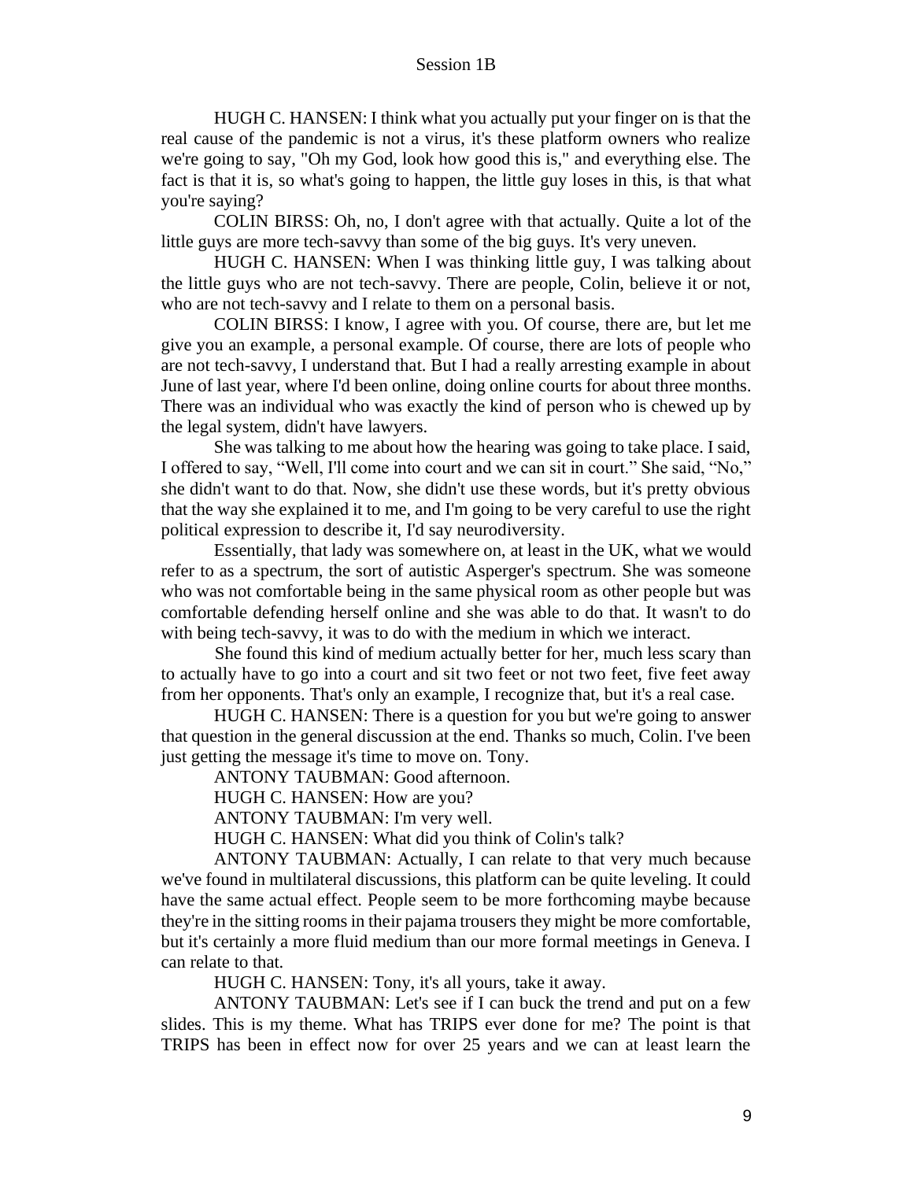HUGH C. HANSEN: I think what you actually put your finger on is that the real cause of the pandemic is not a virus, it's these platform owners who realize we're going to say, "Oh my God, look how good this is," and everything else. The fact is that it is, so what's going to happen, the little guy loses in this, is that what you're saying?

COLIN BIRSS: Oh, no, I don't agree with that actually. Quite a lot of the little guys are more tech-savvy than some of the big guys. It's very uneven.

HUGH C. HANSEN: When I was thinking little guy, I was talking about the little guys who are not tech-savvy. There are people, Colin, believe it or not, who are not tech-savvy and I relate to them on a personal basis.

COLIN BIRSS: I know, I agree with you. Of course, there are, but let me give you an example, a personal example. Of course, there are lots of people who are not tech-savvy, I understand that. But I had a really arresting example in about June of last year, where I'd been online, doing online courts for about three months. There was an individual who was exactly the kind of person who is chewed up by the legal system, didn't have lawyers.

She was talking to me about how the hearing was going to take place. I said, I offered to say, "Well, I'll come into court and we can sit in court." She said, "No," she didn't want to do that. Now, she didn't use these words, but it's pretty obvious that the way she explained it to me, and I'm going to be very careful to use the right political expression to describe it, I'd say neurodiversity.

Essentially, that lady was somewhere on, at least in the UK, what we would refer to as a spectrum, the sort of autistic Asperger's spectrum. She was someone who was not comfortable being in the same physical room as other people but was comfortable defending herself online and she was able to do that. It wasn't to do with being tech-savvy, it was to do with the medium in which we interact.

She found this kind of medium actually better for her, much less scary than to actually have to go into a court and sit two feet or not two feet, five feet away from her opponents. That's only an example, I recognize that, but it's a real case.

HUGH C. HANSEN: There is a question for you but we're going to answer that question in the general discussion at the end. Thanks so much, Colin. I've been just getting the message it's time to move on. Tony.

ANTONY TAUBMAN: Good afternoon.

HUGH C. HANSEN: How are you?

ANTONY TAUBMAN: I'm very well.

HUGH C. HANSEN: What did you think of Colin's talk?

ANTONY TAUBMAN: Actually, I can relate to that very much because we've found in multilateral discussions, this platform can be quite leveling. It could have the same actual effect. People seem to be more forthcoming maybe because they're in the sitting rooms in their pajama trousers they might be more comfortable, but it's certainly a more fluid medium than our more formal meetings in Geneva. I can relate to that.

HUGH C. HANSEN: Tony, it's all yours, take it away.

ANTONY TAUBMAN: Let's see if I can buck the trend and put on a few slides. This is my theme. What has TRIPS ever done for me? The point is that TRIPS has been in effect now for over 25 years and we can at least learn the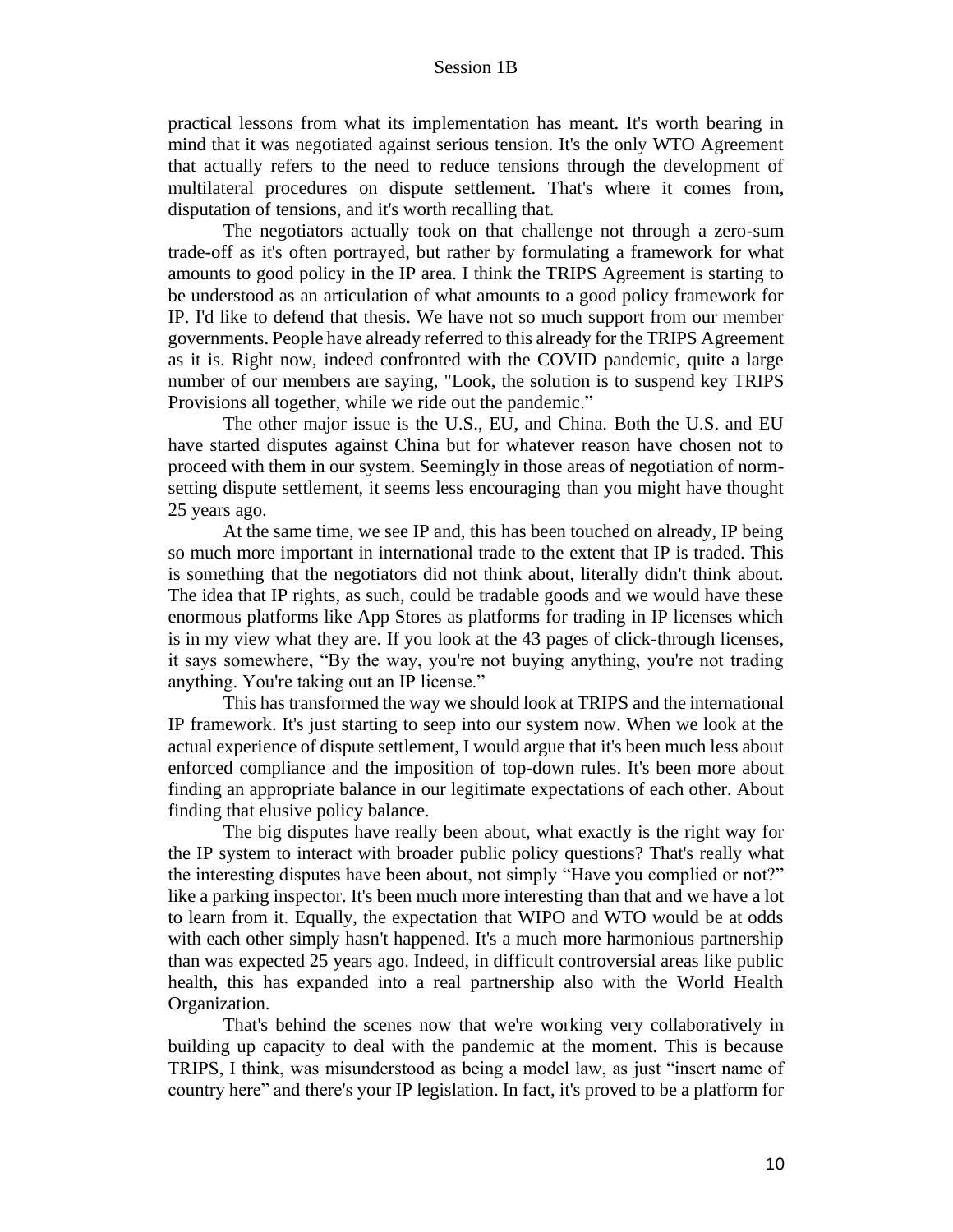practical lessons from what its implementation has meant. It's worth bearing in mind that it was negotiated against serious tension. It's the only WTO Agreement that actually refers to the need to reduce tensions through the development of multilateral procedures on dispute settlement. That's where it comes from, disputation of tensions, and it's worth recalling that.

The negotiators actually took on that challenge not through a zero-sum trade-off as it's often portrayed, but rather by formulating a framework for what amounts to good policy in the IP area. I think the TRIPS Agreement is starting to be understood as an articulation of what amounts to a good policy framework for IP. I'd like to defend that thesis. We have not so much support from our member governments. People have already referred to this already for the TRIPS Agreement as it is. Right now, indeed confronted with the COVID pandemic, quite a large number of our members are saying, "Look, the solution is to suspend key TRIPS Provisions all together, while we ride out the pandemic."

The other major issue is the U.S., EU, and China. Both the U.S. and EU have started disputes against China but for whatever reason have chosen not to proceed with them in our system. Seemingly in those areas of negotiation of norm-setting dispute settlement, it seems less encouraging than you might have thought 25 years ago.

At the same time, we see IP and, this has been touched on already, IP being so much more important in international trade to the extent that IP is traded. This is something that the negotiators did not think about, literally didn't think about. The idea that IP rights, as such, could be tradable goods and we would have these enormous platforms like App Stores as platforms for trading in IP licenses which is in my view what they are. If you look at the 43 pages of click-through licenses, it says somewhere, "By the way, you're not buying anything, you're not trading anything. You're taking out an IP license."

This has transformed the way we should look at TRIPS and the international IP framework. It's just starting to seep into our system now. When we look at the actual experience of dispute settlement, I would argue that it's been much less about enforced compliance and the imposition of top-down rules. It's been more about finding an appropriate balance in our legitimate expectations of each other. About finding that elusive policy balance.

The big disputes have really been about, what exactly is the right way for the IP system to interact with broader public policy questions? That's really what the interesting disputes have been about, not simply "Have you complied or not?" like a parking inspector. It's been much more interesting than that and we have a lot to learn from it. Equally, the expectation that WIPO and WTO would be at odds with each other simply hasn't happened. It's a much more harmonious partnership than was expected 25 years ago. Indeed, in difficult controversial areas like public health, this has expanded into a real partnership also with the World Health Organization.

That's behind the scenes now that we're working very collaboratively in building up capacity to deal with the pandemic at the moment. This is because TRIPS, I think, was misunderstood as being a model law, as just "insert name of country here" and there's your IP legislation. In fact, it's proved to be a platform for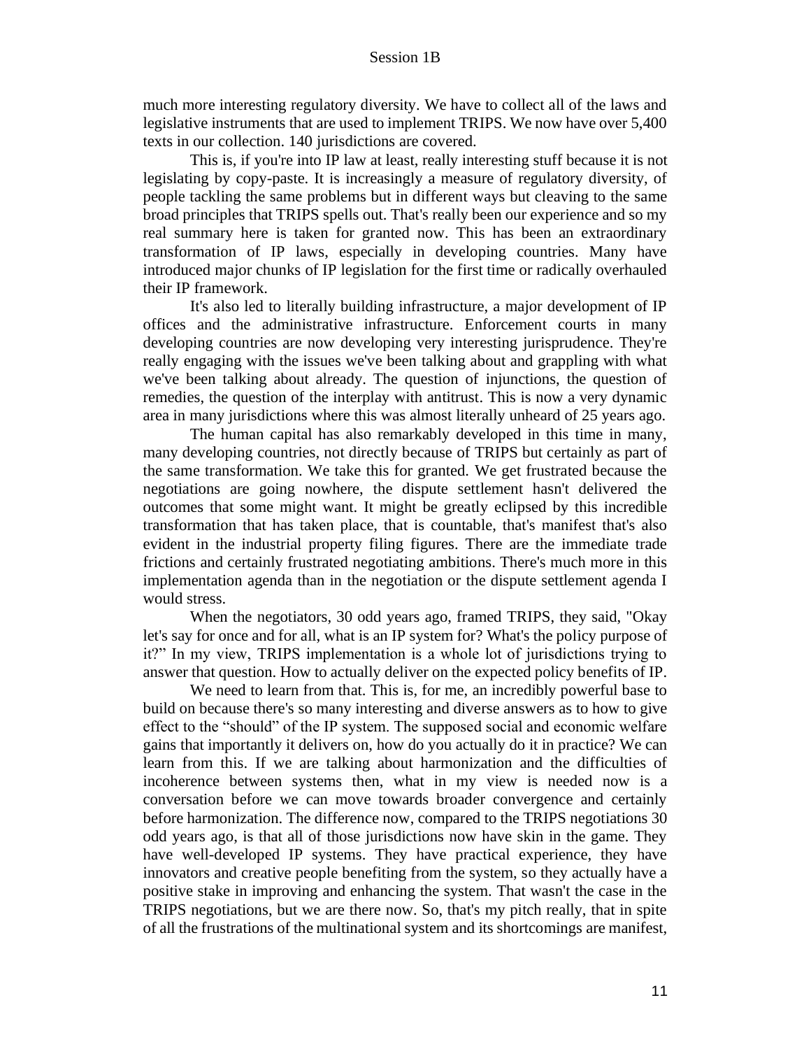much more interesting regulatory diversity. We have to collect all of the laws and legislative instruments that are used to implement TRIPS. We now have over 5,400 texts in our collection. 140 jurisdictions are covered.

This is, if you're into IP law at least, really interesting stuff because it is not legislating by copy-paste. It is increasingly a measure of regulatory diversity, of people tackling the same problems but in different ways but cleaving to the same broad principles that TRIPS spells out. That's really been our experience and so my real summary here is taken for granted now. This has been an extraordinary transformation of IP laws, especially in developing countries. Many have introduced major chunks of IP legislation for the first time or radically overhauled their IP framework.

It's also led to literally building infrastructure, a major development of IP offices and the administrative infrastructure. Enforcement courts in many developing countries are now developing very interesting jurisprudence. They're really engaging with the issues we've been talking about and grappling with what we've been talking about already. The question of injunctions, the question of remedies, the question of the interplay with antitrust. This is now a very dynamic area in many jurisdictions where this was almost literally unheard of 25 years ago.

The human capital has also remarkably developed in this time in many, many developing countries, not directly because of TRIPS but certainly as part of the same transformation. We take this for granted. We get frustrated because the negotiations are going nowhere, the dispute settlement hasn't delivered the outcomes that some might want. It might be greatly eclipsed by this incredible transformation that has taken place, that is countable, that's manifest that's also evident in the industrial property filing figures. There are the immediate trade frictions and certainly frustrated negotiating ambitions. There's much more in this implementation agenda than in the negotiation or the dispute settlement agenda I would stress.

When the negotiators, 30 odd years ago, framed TRIPS, they said, "Okay let's say for once and for all, what is an IP system for? What's the policy purpose of it?" In my view, TRIPS implementation is a whole lot of jurisdictions trying to answer that question. How to actually deliver on the expected policy benefits of IP.

We need to learn from that. This is, for me, an incredibly powerful base to build on because there's so many interesting and diverse answers as to how to give effect to the "should" of the IP system. The supposed social and economic welfare gains that importantly it delivers on, how do you actually do it in practice? We can learn from this. If we are talking about harmonization and the difficulties of incoherence between systems then, what in my view is needed now is a conversation before we can move towards broader convergence and certainly before harmonization. The difference now, compared to the TRIPS negotiations 30 odd years ago, is that all of those jurisdictions now have skin in the game. They have well-developed IP systems. They have practical experience, they have innovators and creative people benefiting from the system, so they actually have a positive stake in improving and enhancing the system. That wasn't the case in the TRIPS negotiations, but we are there now. So, that's my pitch really, that in spite of all the frustrations of the multinational system and its shortcomings are manifest,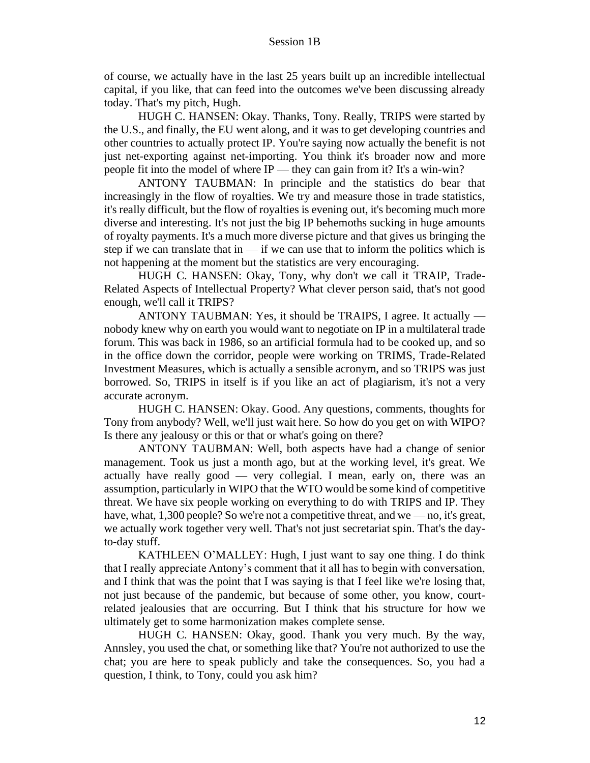of course, we actually have in the last 25 years built up an incredible intellectual capital, if you like, that can feed into the outcomes we've been discussing already today. That's my pitch, Hugh.

HUGH C. HANSEN: Okay. Thanks, Tony. Really, TRIPS were started by the U.S., and finally, the EU went along, and it was to get developing countries and other countries to actually protect IP. You're saying now actually the benefit is not just net-exporting against net-importing. You think it's broader now and more people fit into the model of where IP — they can gain from it? It's a win-win?

ANTONY TAUBMAN: In principle and the statistics do bear that increasingly in the flow of royalties. We try and measure those in trade statistics, it's really difficult, but the flow of royalties is evening out, it's becoming much more diverse and interesting. It's not just the big IP behemoths sucking in huge amounts of royalty payments. It's a much more diverse picture and that gives us bringing the step if we can translate that in — if we can use that to inform the politics which is not happening at the moment but the statistics are very encouraging.

HUGH C. HANSEN: Okay, Tony, why don't we call it TRAIP, Trade-Related Aspects of Intellectual Property? What clever person said, that's not good enough, we'll call it TRIPS?

ANTONY TAUBMAN: Yes, it should be TRAIPS, I agree. It actually — nobody knew why on earth you would want to negotiate on IP in a multilateral trade forum. This was back in 1986, so an artificial formula had to be cooked up, and so in the office down the corridor, people were working on TRIMS, Trade-Related Investment Measures, which is actually a sensible acronym, and so TRIPS was just borrowed. So, TRIPS in itself is if you like an act of plagiarism, it's not a very accurate acronym.

HUGH C. HANSEN: Okay. Good. Any questions, comments, thoughts for Tony from anybody? Well, we'll just wait here. So how do you get on with WIPO? Is there any jealousy or this or that or what's going on there?

ANTONY TAUBMAN: Well, both aspects have had a change of senior management. Took us just a month ago, but at the working level, it's great. We actually have really good — very collegial. I mean, early on, there was an assumption, particularly in WIPO that the WTO would be some kind of competitive threat. We have six people working on everything to do with TRIPS and IP. They have, what, 1,300 people? So we're not a competitive threat, and we — no, it's great, we actually work together very well. That's not just secretariat spin. That's the day-to-day stuff.

KATHLEEN O'MALLEY: Hugh, I just want to say one thing. I do think that I really appreciate Antony's comment that it all has to begin with conversation, and I think that was the point that I was saying is that I feel like we're losing that, not just because of the pandemic, but because of some other, you know, court-related jealousies that are occurring. But I think that his structure for how we ultimately get to some harmonization makes complete sense.

HUGH C. HANSEN: Okay, good. Thank you very much. By the way, Annsley, you used the chat, or something like that? You're not authorized to use the chat; you are here to speak publicly and take the consequences. So, you had a question, I think, to Tony, could you ask him?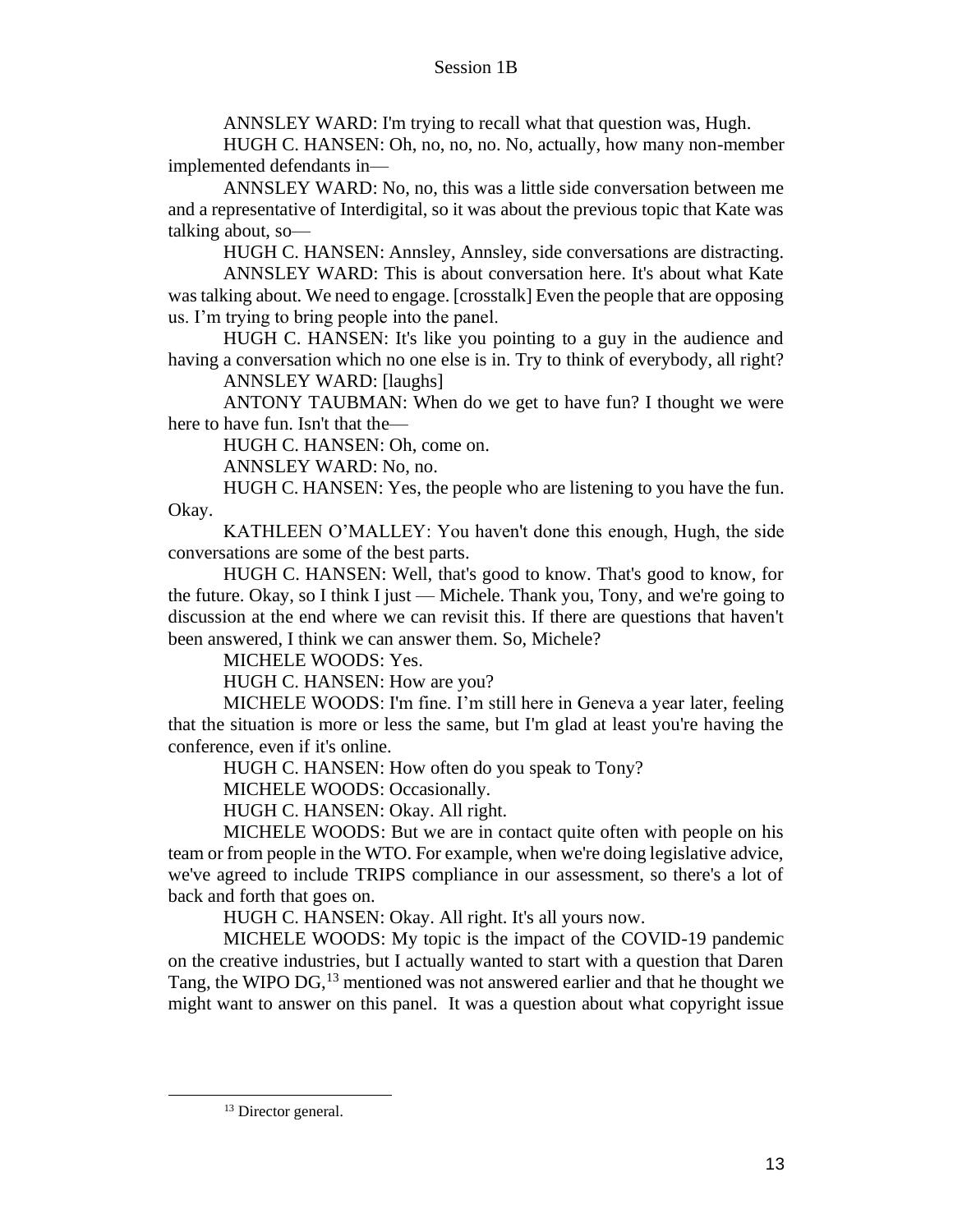ANNSLEY WARD: I'm trying to recall what that question was, Hugh.

HUGH C. HANSEN: Oh, no, no, no. No, actually, how many non-member implemented defendants in—

ANNSLEY WARD: No, no, this was a little side conversation between me and a representative of Interdigital, so it was about the previous topic that Kate was talking about, so—

HUGH C. HANSEN: Annsley, Annsley, side conversations are distracting.

ANNSLEY WARD: This is about conversation here. It's about what Kate was talking about. We need to engage. [crosstalk] Even the people that are opposing us. I'm trying to bring people into the panel.

HUGH C. HANSEN: It's like you pointing to a guy in the audience and having a conversation which no one else is in. Try to think of everybody, all right?

ANNSLEY WARD: [laughs]

ANTONY TAUBMAN: When do we get to have fun? I thought we were here to have fun. Isn't that the—

HUGH C. HANSEN: Oh, come on.

ANNSLEY WARD: No, no.

HUGH C. HANSEN: Yes, the people who are listening to you have the fun. Okay.

KATHLEEN O'MALLEY: You haven't done this enough, Hugh, the side conversations are some of the best parts.

HUGH C. HANSEN: Well, that's good to know. That's good to know, for the future. Okay, so I think I just — Michele. Thank you, Tony, and we're going to discussion at the end where we can revisit this. If there are questions that haven't been answered, I think we can answer them. So, Michele?

MICHELE WOODS: Yes.

HUGH C. HANSEN: How are you?

MICHELE WOODS: I'm fine. I'm still here in Geneva a year later, feeling that the situation is more or less the same, but I'm glad at least you're having the conference, even if it's online.

HUGH C. HANSEN: How often do you speak to Tony?

MICHELE WOODS: Occasionally.

HUGH C. HANSEN: Okay. All right.

MICHELE WOODS: But we are in contact quite often with people on his team or from people in the WTO. For example, when we're doing legislative advice, we've agreed to include TRIPS compliance in our assessment, so there's a lot of back and forth that goes on.

HUGH C. HANSEN: Okay. All right. It's all yours now.

MICHELE WOODS: My topic is the impact of the COVID-19 pandemic on the creative industries, but I actually wanted to start with a question that Daren Tang, the WIPO DG,[13] mentioned was not answered earlier and that he thought we might want to answer on this panel. It was a question about what copyright issue

[13] Director general.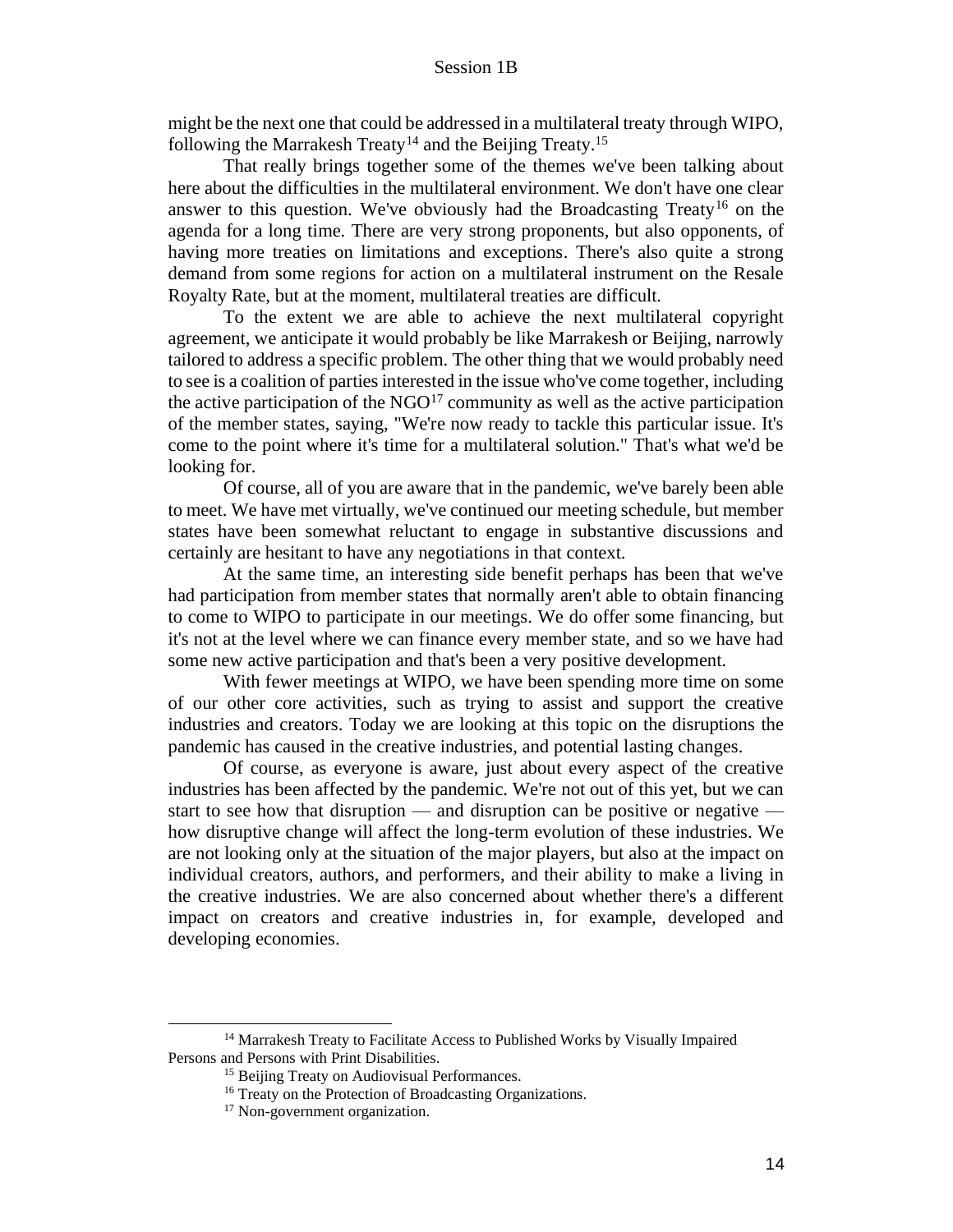might be the next one that could be addressed in a multilateral treaty through WIPO, following the Marrakesh Treaty[14] and the Beijing Treaty.[15]

That really brings together some of the themes we've been talking about here about the difficulties in the multilateral environment. We don't have one clear answer to this question. We've obviously had the Broadcasting Treaty[16] on the agenda for a long time. There are very strong proponents, but also opponents, of having more treaties on limitations and exceptions. There's also quite a strong demand from some regions for action on a multilateral instrument on the Resale Royalty Rate, but at the moment, multilateral treaties are difficult.

To the extent we are able to achieve the next multilateral copyright agreement, we anticipate it would probably be like Marrakesh or Beijing, narrowly tailored to address a specific problem. The other thing that we would probably need to see is a coalition of parties interested in the issue who've come together, including the active participation of the NGO[17] community as well as the active participation of the member states, saying, "We're now ready to tackle this particular issue. It's come to the point where it's time for a multilateral solution." That's what we'd be looking for.

Of course, all of you are aware that in the pandemic, we've barely been able to meet. We have met virtually, we've continued our meeting schedule, but member states have been somewhat reluctant to engage in substantive discussions and certainly are hesitant to have any negotiations in that context.

At the same time, an interesting side benefit perhaps has been that we've had participation from member states that normally aren't able to obtain financing to come to WIPO to participate in our meetings. We do offer some financing, but it's not at the level where we can finance every member state, and so we have had some new active participation and that's been a very positive development.

With fewer meetings at WIPO, we have been spending more time on some of our other core activities, such as trying to assist and support the creative industries and creators. Today we are looking at this topic on the disruptions the pandemic has caused in the creative industries, and potential lasting changes.

Of course, as everyone is aware, just about every aspect of the creative industries has been affected by the pandemic. We're not out of this yet, but we can start to see how that disruption — and disruption can be positive or negative — how disruptive change will affect the long-term evolution of these industries. We are not looking only at the situation of the major players, but also at the impact on individual creators, authors, and performers, and their ability to make a living in the creative industries. We are also concerned about whether there's a different impact on creators and creative industries in, for example, developed and developing economies.

[14] Marrakesh Treaty to Facilitate Access to Published Works by Visually Impaired Persons and Persons with Print Disabilities.

[15] Beijing Treaty on Audiovisual Performances.

[16] Treaty on the Protection of Broadcasting Organizations.

[17] Non-government organization.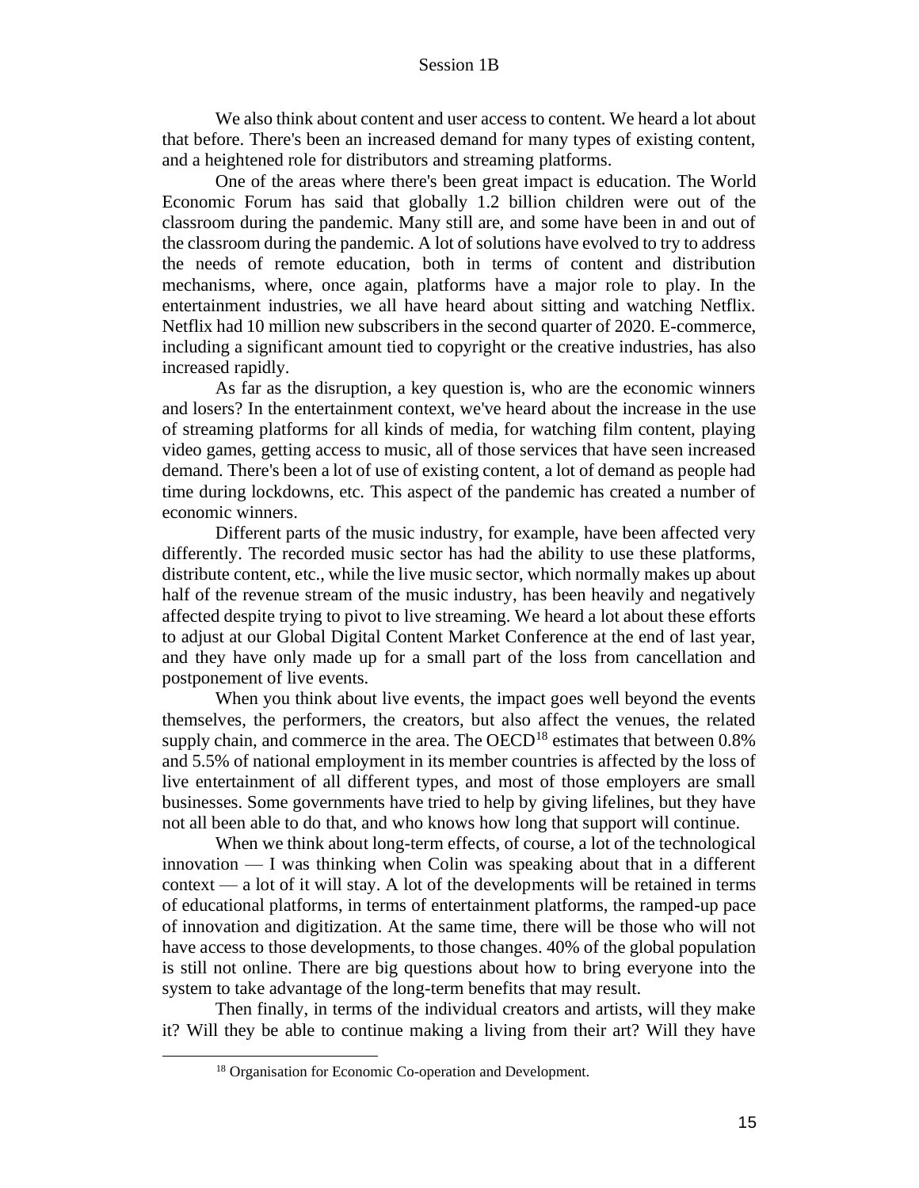We also think about content and user access to content. We heard a lot about that before. There's been an increased demand for many types of existing content, and a heightened role for distributors and streaming platforms.

One of the areas where there's been great impact is education. The World Economic Forum has said that globally 1.2 billion children were out of the classroom during the pandemic. Many still are, and some have been in and out of the classroom during the pandemic. A lot of solutions have evolved to try to address the needs of remote education, both in terms of content and distribution mechanisms, where, once again, platforms have a major role to play. In the entertainment industries, we all have heard about sitting and watching Netflix. Netflix had 10 million new subscribers in the second quarter of 2020. E-commerce, including a significant amount tied to copyright or the creative industries, has also increased rapidly.

As far as the disruption, a key question is, who are the economic winners and losers? In the entertainment context, we've heard about the increase in the use of streaming platforms for all kinds of media, for watching film content, playing video games, getting access to music, all of those services that have seen increased demand. There's been a lot of use of existing content, a lot of demand as people had time during lockdowns, etc. This aspect of the pandemic has created a number of economic winners.

Different parts of the music industry, for example, have been affected very differently. The recorded music sector has had the ability to use these platforms, distribute content, etc., while the live music sector, which normally makes up about half of the revenue stream of the music industry, has been heavily and negatively affected despite trying to pivot to live streaming. We heard a lot about these efforts to adjust at our Global Digital Content Market Conference at the end of last year, and they have only made up for a small part of the loss from cancellation and postponement of live events.

When you think about live events, the impact goes well beyond the events themselves, the performers, the creators, but also affect the venues, the related supply chain, and commerce in the area. The OECD[18] estimates that between 0.8% and 5.5% of national employment in its member countries is affected by the loss of live entertainment of all different types, and most of those employers are small businesses. Some governments have tried to help by giving lifelines, but they have not all been able to do that, and who knows how long that support will continue.

When we think about long-term effects, of course, a lot of the technological innovation — I was thinking when Colin was speaking about that in a different context — a lot of it will stay. A lot of the developments will be retained in terms of educational platforms, in terms of entertainment platforms, the ramped-up pace of innovation and digitization. At the same time, there will be those who will not have access to those developments, to those changes. 40% of the global population is still not online. There are big questions about how to bring everyone into the system to take advantage of the long-term benefits that may result.

Then finally, in terms of the individual creators and artists, will they make it? Will they be able to continue making a living from their art? Will they have

[18] Organisation for Economic Co-operation and Development.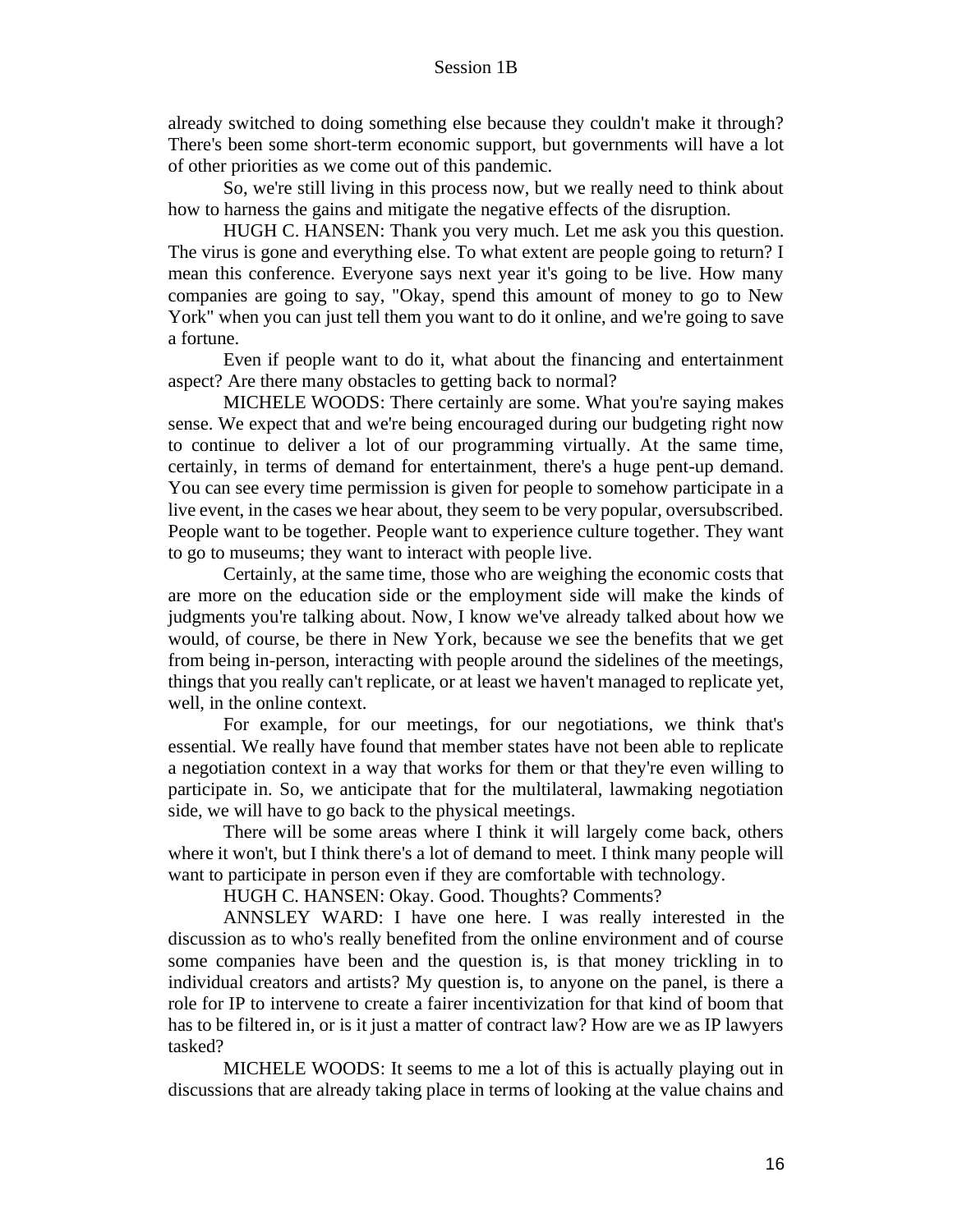already switched to doing something else because they couldn't make it through? There's been some short-term economic support, but governments will have a lot of other priorities as we come out of this pandemic.

So, we're still living in this process now, but we really need to think about how to harness the gains and mitigate the negative effects of the disruption.

HUGH C. HANSEN: Thank you very much. Let me ask you this question. The virus is gone and everything else. To what extent are people going to return? I mean this conference. Everyone says next year it's going to be live. How many companies are going to say, "Okay, spend this amount of money to go to New York" when you can just tell them you want to do it online, and we're going to save a fortune.

Even if people want to do it, what about the financing and entertainment aspect? Are there many obstacles to getting back to normal?

MICHELE WOODS: There certainly are some. What you're saying makes sense. We expect that and we're being encouraged during our budgeting right now to continue to deliver a lot of our programming virtually. At the same time, certainly, in terms of demand for entertainment, there's a huge pent-up demand. You can see every time permission is given for people to somehow participate in a live event, in the cases we hear about, they seem to be very popular, oversubscribed. People want to be together. People want to experience culture together. They want to go to museums; they want to interact with people live.

Certainly, at the same time, those who are weighing the economic costs that are more on the education side or the employment side will make the kinds of judgments you're talking about. Now, I know we've already talked about how we would, of course, be there in New York, because we see the benefits that we get from being in-person, interacting with people around the sidelines of the meetings, things that you really can't replicate, or at least we haven't managed to replicate yet, well, in the online context.

For example, for our meetings, for our negotiations, we think that's essential. We really have found that member states have not been able to replicate a negotiation context in a way that works for them or that they're even willing to participate in. So, we anticipate that for the multilateral, lawmaking negotiation side, we will have to go back to the physical meetings.

There will be some areas where I think it will largely come back, others where it won't, but I think there's a lot of demand to meet. I think many people will want to participate in person even if they are comfortable with technology.

HUGH C. HANSEN: Okay. Good. Thoughts? Comments?

ANNSLEY WARD: I have one here. I was really interested in the discussion as to who's really benefited from the online environment and of course some companies have been and the question is, is that money trickling in to individual creators and artists? My question is, to anyone on the panel, is there a role for IP to intervene to create a fairer incentivization for that kind of boom that has to be filtered in, or is it just a matter of contract law? How are we as IP lawyers tasked?

MICHELE WOODS: It seems to me a lot of this is actually playing out in discussions that are already taking place in terms of looking at the value chains and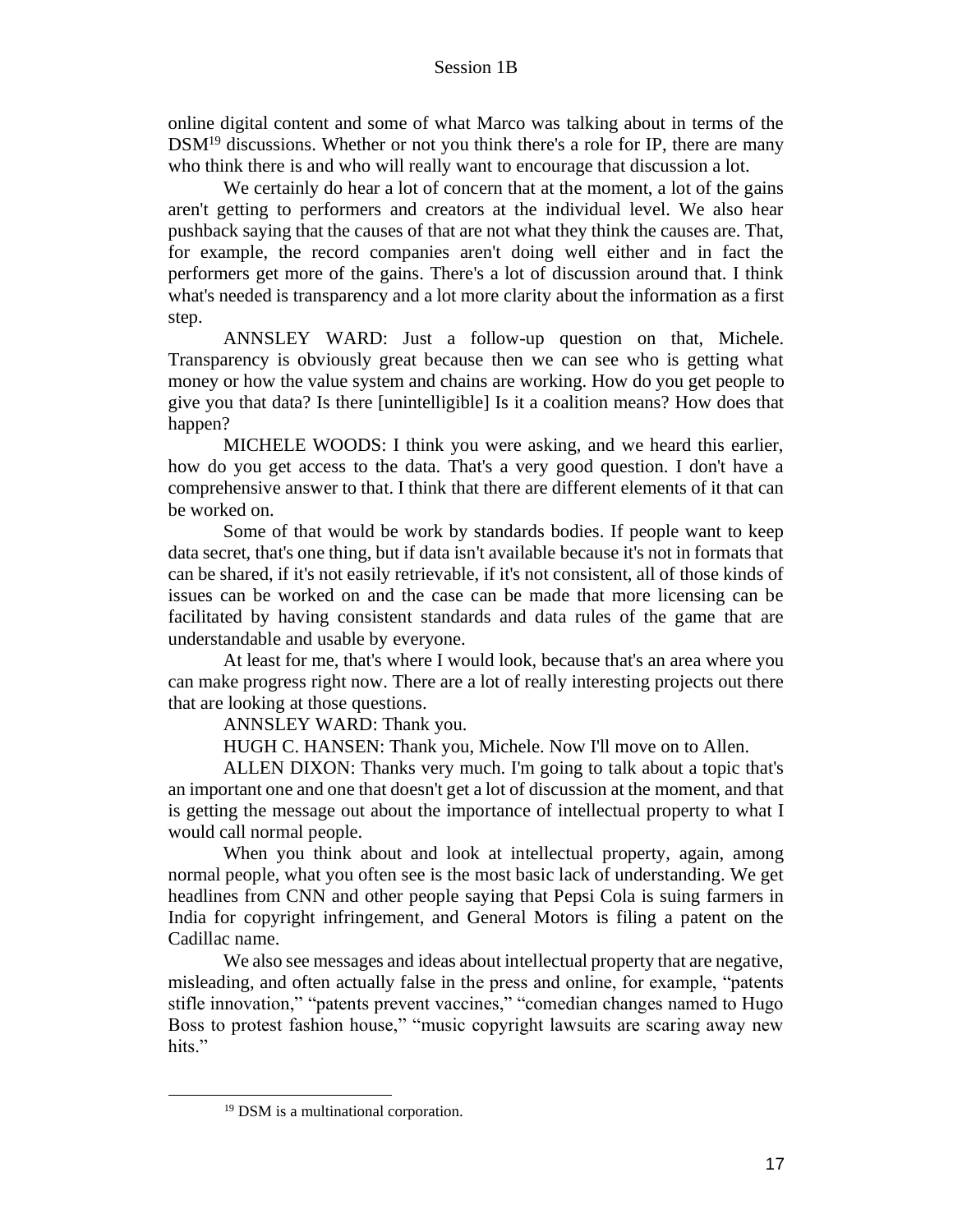online digital content and some of what Marco was talking about in terms of the DSM[19] discussions. Whether or not you think there's a role for IP, there are many who think there is and who will really want to encourage that discussion a lot.

We certainly do hear a lot of concern that at the moment, a lot of the gains aren't getting to performers and creators at the individual level. We also hear pushback saying that the causes of that are not what they think the causes are. That, for example, the record companies aren't doing well either and in fact the performers get more of the gains. There's a lot of discussion around that. I think what's needed is transparency and a lot more clarity about the information as a first step.

ANNSLEY WARD: Just a follow-up question on that, Michele. Transparency is obviously great because then we can see who is getting what money or how the value system and chains are working. How do you get people to give you that data? Is there [unintelligible] Is it a coalition means? How does that happen?

MICHELE WOODS: I think you were asking, and we heard this earlier, how do you get access to the data. That's a very good question. I don't have a comprehensive answer to that. I think that there are different elements of it that can be worked on.

Some of that would be work by standards bodies. If people want to keep data secret, that's one thing, but if data isn't available because it's not in formats that can be shared, if it's not easily retrievable, if it's not consistent, all of those kinds of issues can be worked on and the case can be made that more licensing can be facilitated by having consistent standards and data rules of the game that are understandable and usable by everyone.

At least for me, that's where I would look, because that's an area where you can make progress right now. There are a lot of really interesting projects out there that are looking at those questions.

ANNSLEY WARD: Thank you.

HUGH C. HANSEN: Thank you, Michele. Now I'll move on to Allen.

ALLEN DIXON: Thanks very much. I'm going to talk about a topic that's an important one and one that doesn't get a lot of discussion at the moment, and that is getting the message out about the importance of intellectual property to what I would call normal people.

When you think about and look at intellectual property, again, among normal people, what you often see is the most basic lack of understanding. We get headlines from CNN and other people saying that Pepsi Cola is suing farmers in India for copyright infringement, and General Motors is filing a patent on the Cadillac name.

We also see messages and ideas about intellectual property that are negative, misleading, and often actually false in the press and online, for example, "patents stifle innovation," "patents prevent vaccines," "comedian changes named to Hugo Boss to protest fashion house," "music copyright lawsuits are scaring away new hits."

[19] DSM is a multinational corporation.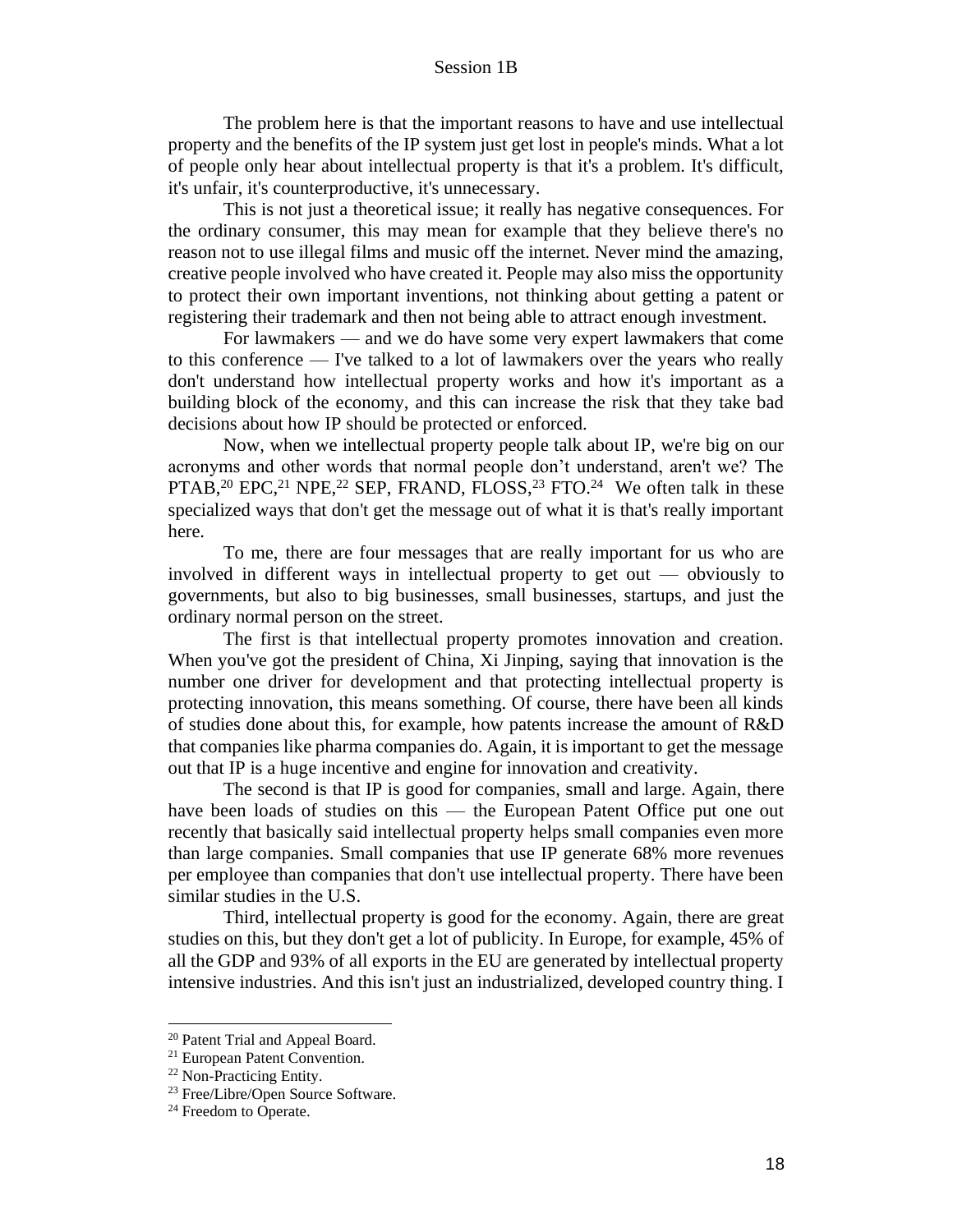The problem here is that the important reasons to have and use intellectual property and the benefits of the IP system just get lost in people's minds. What a lot of people only hear about intellectual property is that it's a problem. It's difficult, it's unfair, it's counterproductive, it's unnecessary.

This is not just a theoretical issue; it really has negative consequences. For the ordinary consumer, this may mean for example that they believe there's no reason not to use illegal films and music off the internet. Never mind the amazing, creative people involved who have created it. People may also miss the opportunity to protect their own important inventions, not thinking about getting a patent or registering their trademark and then not being able to attract enough investment.

For lawmakers — and we do have some very expert lawmakers that come to this conference — I've talked to a lot of lawmakers over the years who really don't understand how intellectual property works and how it's important as a building block of the economy, and this can increase the risk that they take bad decisions about how IP should be protected or enforced.

Now, when we intellectual property people talk about IP, we're big on our acronyms and other words that normal people don't understand, aren't we? The PTAB,[20] EPC,[21] NPE,[22] SEP, FRAND, FLOSS,[23] FTO.[24] We often talk in these specialized ways that don't get the message out of what it is that's really important here.

To me, there are four messages that are really important for us who are involved in different ways in intellectual property to get out — obviously to governments, but also to big businesses, small businesses, startups, and just the ordinary normal person on the street.

The first is that intellectual property promotes innovation and creation. When you've got the president of China, Xi Jinping, saying that innovation is the number one driver for development and that protecting intellectual property is protecting innovation, this means something. Of course, there have been all kinds of studies done about this, for example, how patents increase the amount of R&D that companies like pharma companies do. Again, it is important to get the message out that IP is a huge incentive and engine for innovation and creativity.

The second is that IP is good for companies, small and large. Again, there have been loads of studies on this — the European Patent Office put one out recently that basically said intellectual property helps small companies even more than large companies. Small companies that use IP generate 68% more revenues per employee than companies that don't use intellectual property. There have been similar studies in the U.S.

Third, intellectual property is good for the economy. Again, there are great studies on this, but they don't get a lot of publicity. In Europe, for example, 45% of all the GDP and 93% of all exports in the EU are generated by intellectual property intensive industries. And this isn't just an industrialized, developed country thing. I

---

[20] Patent Trial and Appeal Board.

[21] European Patent Convention.

[22] Non-Practicing Entity.

[23] Free/Libre/Open Source Software.

[24] Freedom to Operate.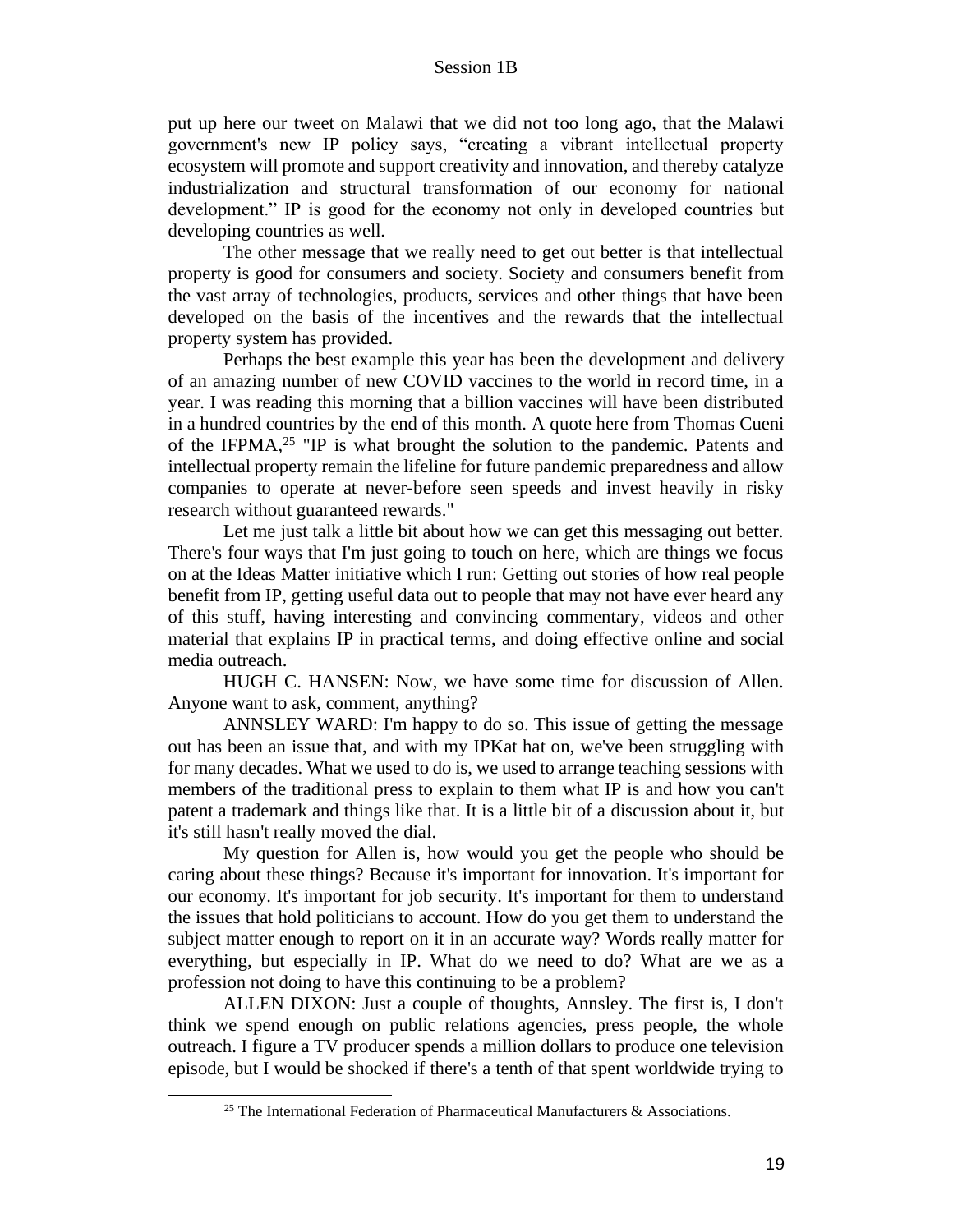put up here our tweet on Malawi that we did not too long ago, that the Malawi government's new IP policy says, "creating a vibrant intellectual property ecosystem will promote and support creativity and innovation, and thereby catalyze industrialization and structural transformation of our economy for national development." IP is good for the economy not only in developed countries but developing countries as well.

The other message that we really need to get out better is that intellectual property is good for consumers and society. Society and consumers benefit from the vast array of technologies, products, services and other things that have been developed on the basis of the incentives and the rewards that the intellectual property system has provided.

Perhaps the best example this year has been the development and delivery of an amazing number of new COVID vaccines to the world in record time, in a year. I was reading this morning that a billion vaccines will have been distributed in a hundred countries by the end of this month. A quote here from Thomas Cueni of the IFPMA,[25] "IP is what brought the solution to the pandemic. Patents and intellectual property remain the lifeline for future pandemic preparedness and allow companies to operate at never-before seen speeds and invest heavily in risky research without guaranteed rewards."

Let me just talk a little bit about how we can get this messaging out better. There's four ways that I'm just going to touch on here, which are things we focus on at the Ideas Matter initiative which I run: Getting out stories of how real people benefit from IP, getting useful data out to people that may not have ever heard any of this stuff, having interesting and convincing commentary, videos and other material that explains IP in practical terms, and doing effective online and social media outreach.

HUGH C. HANSEN: Now, we have some time for discussion of Allen. Anyone want to ask, comment, anything?

ANNSLEY WARD: I'm happy to do so. This issue of getting the message out has been an issue that, and with my IPKat hat on, we've been struggling with for many decades. What we used to do is, we used to arrange teaching sessions with members of the traditional press to explain to them what IP is and how you can't patent a trademark and things like that. It is a little bit of a discussion about it, but it's still hasn't really moved the dial.

My question for Allen is, how would you get the people who should be caring about these things? Because it's important for innovation. It's important for our economy. It's important for job security. It's important for them to understand the issues that hold politicians to account. How do you get them to understand the subject matter enough to report on it in an accurate way? Words really matter for everything, but especially in IP. What do we need to do? What are we as a profession not doing to have this continuing to be a problem?

ALLEN DIXON: Just a couple of thoughts, Annsley. The first is, I don't think we spend enough on public relations agencies, press people, the whole outreach. I figure a TV producer spends a million dollars to produce one television episode, but I would be shocked if there's a tenth of that spent worldwide trying to

[25] The International Federation of Pharmaceutical Manufacturers & Associations.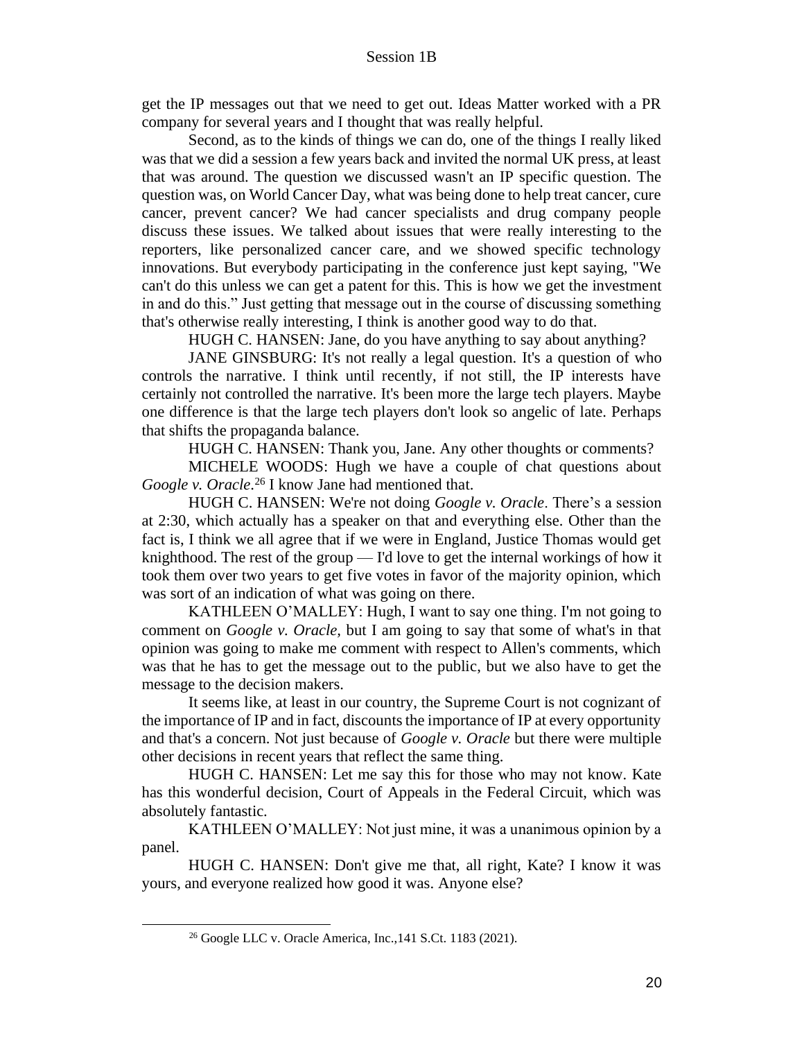get the IP messages out that we need to get out. Ideas Matter worked with a PR company for several years and I thought that was really helpful.

Second, as to the kinds of things we can do, one of the things I really liked was that we did a session a few years back and invited the normal UK press, at least that was around. The question we discussed wasn't an IP specific question. The question was, on World Cancer Day, what was being done to help treat cancer, cure cancer, prevent cancer? We had cancer specialists and drug company people discuss these issues. We talked about issues that were really interesting to the reporters, like personalized cancer care, and we showed specific technology innovations. But everybody participating in the conference just kept saying, "We can't do this unless we can get a patent for this. This is how we get the investment in and do this." Just getting that message out in the course of discussing something that's otherwise really interesting, I think is another good way to do that.

HUGH C. HANSEN: Jane, do you have anything to say about anything?

JANE GINSBURG: It's not really a legal question. It's a question of who controls the narrative. I think until recently, if not still, the IP interests have certainly not controlled the narrative. It's been more the large tech players. Maybe one difference is that the large tech players don't look so angelic of late. Perhaps that shifts the propaganda balance.

HUGH C. HANSEN: Thank you, Jane. Any other thoughts or comments?

MICHELE WOODS: Hugh we have a couple of chat questions about *Google v. Oracle*.[26] I know Jane had mentioned that.

HUGH C. HANSEN: We're not doing *Google v. Oracle*. There's a session at 2:30, which actually has a speaker on that and everything else. Other than the fact is, I think we all agree that if we were in England, Justice Thomas would get knighthood. The rest of the group — I'd love to get the internal workings of how it took them over two years to get five votes in favor of the majority opinion, which was sort of an indication of what was going on there.

KATHLEEN O'MALLEY: Hugh, I want to say one thing. I'm not going to comment on *Google v. Oracle,* but I am going to say that some of what's in that opinion was going to make me comment with respect to Allen's comments, which was that he has to get the message out to the public, but we also have to get the message to the decision makers.

It seems like, at least in our country, the Supreme Court is not cognizant of the importance of IP and in fact, discounts the importance of IP at every opportunity and that's a concern. Not just because of *Google v. Oracle* but there were multiple other decisions in recent years that reflect the same thing.

HUGH C. HANSEN: Let me say this for those who may not know. Kate has this wonderful decision, Court of Appeals in the Federal Circuit, which was absolutely fantastic.

KATHLEEN O'MALLEY: Not just mine, it was a unanimous opinion by a panel.

HUGH C. HANSEN: Don't give me that, all right, Kate? I know it was yours, and everyone realized how good it was. Anyone else?

---

[26] Google LLC v. Oracle America, Inc.,141 S.Ct. 1183 (2021).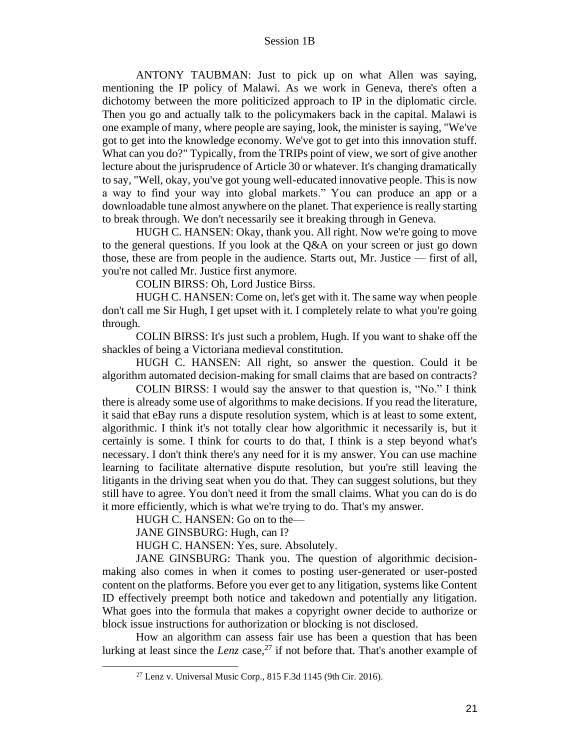ANTONY TAUBMAN: Just to pick up on what Allen was saying, mentioning the IP policy of Malawi. As we work in Geneva, there's often a dichotomy between the more politicized approach to IP in the diplomatic circle. Then you go and actually talk to the policymakers back in the capital. Malawi is one example of many, where people are saying, look, the minister is saying, "We've got to get into the knowledge economy. We've got to get into this innovation stuff. What can you do?" Typically, from the TRIPs point of view, we sort of give another lecture about the jurisprudence of Article 30 or whatever. It's changing dramatically to say, "Well, okay, you've got young well-educated innovative people. This is now a way to find your way into global markets." You can produce an app or a downloadable tune almost anywhere on the planet. That experience is really starting to break through. We don't necessarily see it breaking through in Geneva.

HUGH C. HANSEN: Okay, thank you. All right. Now we're going to move to the general questions. If you look at the Q&A on your screen or just go down those, these are from people in the audience. Starts out, Mr. Justice — first of all, you're not called Mr. Justice first anymore.

COLIN BIRSS: Oh, Lord Justice Birss.

HUGH C. HANSEN: Come on, let's get with it. The same way when people don't call me Sir Hugh, I get upset with it. I completely relate to what you're going through.

COLIN BIRSS: It's just such a problem, Hugh. If you want to shake off the shackles of being a Victoriana medieval constitution.

HUGH C. HANSEN: All right, so answer the question. Could it be algorithm automated decision-making for small claims that are based on contracts?

COLIN BIRSS: I would say the answer to that question is, "No." I think there is already some use of algorithms to make decisions. If you read the literature, it said that eBay runs a dispute resolution system, which is at least to some extent, algorithmic. I think it's not totally clear how algorithmic it necessarily is, but it certainly is some. I think for courts to do that, I think is a step beyond what's necessary. I don't think there's any need for it is my answer. You can use machine learning to facilitate alternative dispute resolution, but you're still leaving the litigants in the driving seat when you do that. They can suggest solutions, but they still have to agree. You don't need it from the small claims. What you can do is do it more efficiently, which is what we're trying to do. That's my answer.

HUGH C. HANSEN: Go on to the—

JANE GINSBURG: Hugh, can I?

HUGH C. HANSEN: Yes, sure. Absolutely.

JANE GINSBURG: Thank you. The question of algorithmic decision-making also comes in when it comes to posting user-generated or user-posted content on the platforms. Before you ever get to any litigation, systems like Content ID effectively preempt both notice and takedown and potentially any litigation. What goes into the formula that makes a copyright owner decide to authorize or block issue instructions for authorization or blocking is not disclosed.

How an algorithm can assess fair use has been a question that has been lurking at least since the *Lenz* case,[27] if not before that. That's another example of

[27] Lenz v. Universal Music Corp., 815 F.3d 1145 (9th Cir. 2016).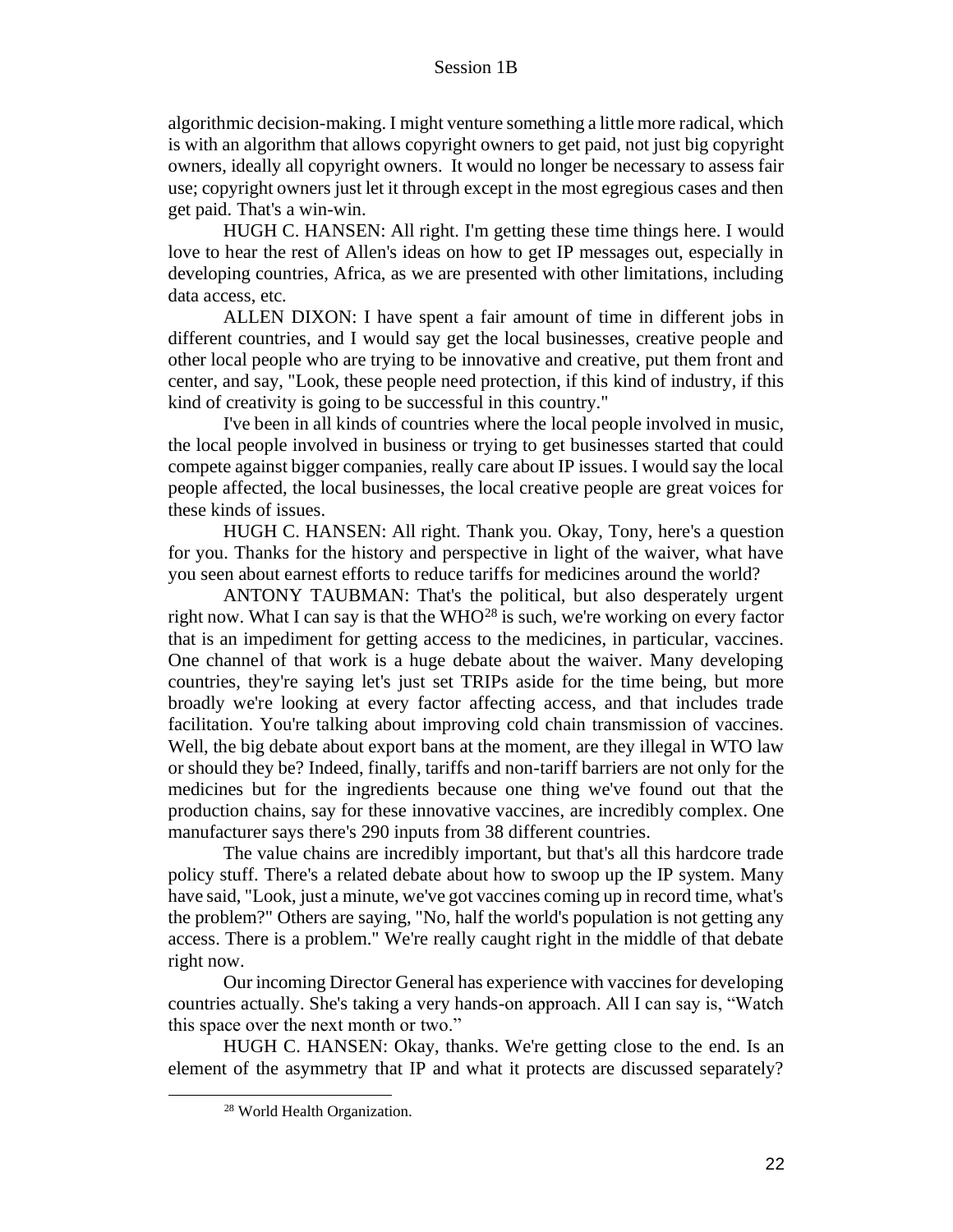algorithmic decision-making. I might venture something a little more radical, which is with an algorithm that allows copyright owners to get paid, not just big copyright owners, ideally all copyright owners. It would no longer be necessary to assess fair use; copyright owners just let it through except in the most egregious cases and then get paid. That's a win-win.

HUGH C. HANSEN: All right. I'm getting these time things here. I would love to hear the rest of Allen's ideas on how to get IP messages out, especially in developing countries, Africa, as we are presented with other limitations, including data access, etc.

ALLEN DIXON: I have spent a fair amount of time in different jobs in different countries, and I would say get the local businesses, creative people and other local people who are trying to be innovative and creative, put them front and center, and say, "Look, these people need protection, if this kind of industry, if this kind of creativity is going to be successful in this country."

I've been in all kinds of countries where the local people involved in music, the local people involved in business or trying to get businesses started that could compete against bigger companies, really care about IP issues. I would say the local people affected, the local businesses, the local creative people are great voices for these kinds of issues.

HUGH C. HANSEN: All right. Thank you. Okay, Tony, here's a question for you. Thanks for the history and perspective in light of the waiver, what have you seen about earnest efforts to reduce tariffs for medicines around the world?

ANTONY TAUBMAN: That's the political, but also desperately urgent right now. What I can say is that the WHO[28] is such, we're working on every factor that is an impediment for getting access to the medicines, in particular, vaccines. One channel of that work is a huge debate about the waiver. Many developing countries, they're saying let's just set TRIPs aside for the time being, but more broadly we're looking at every factor affecting access, and that includes trade facilitation. You're talking about improving cold chain transmission of vaccines. Well, the big debate about export bans at the moment, are they illegal in WTO law or should they be? Indeed, finally, tariffs and non-tariff barriers are not only for the medicines but for the ingredients because one thing we've found out that the production chains, say for these innovative vaccines, are incredibly complex. One manufacturer says there's 290 inputs from 38 different countries.

The value chains are incredibly important, but that's all this hardcore trade policy stuff. There's a related debate about how to swoop up the IP system. Many have said, "Look, just a minute, we've got vaccines coming up in record time, what's the problem?" Others are saying, "No, half the world's population is not getting any access. There is a problem." We're really caught right in the middle of that debate right now.

Our incoming Director General has experience with vaccines for developing countries actually. She's taking a very hands-on approach. All I can say is, "Watch this space over the next month or two."

HUGH C. HANSEN: Okay, thanks. We're getting close to the end. Is an element of the asymmetry that IP and what it protects are discussed separately?

[28] World Health Organization.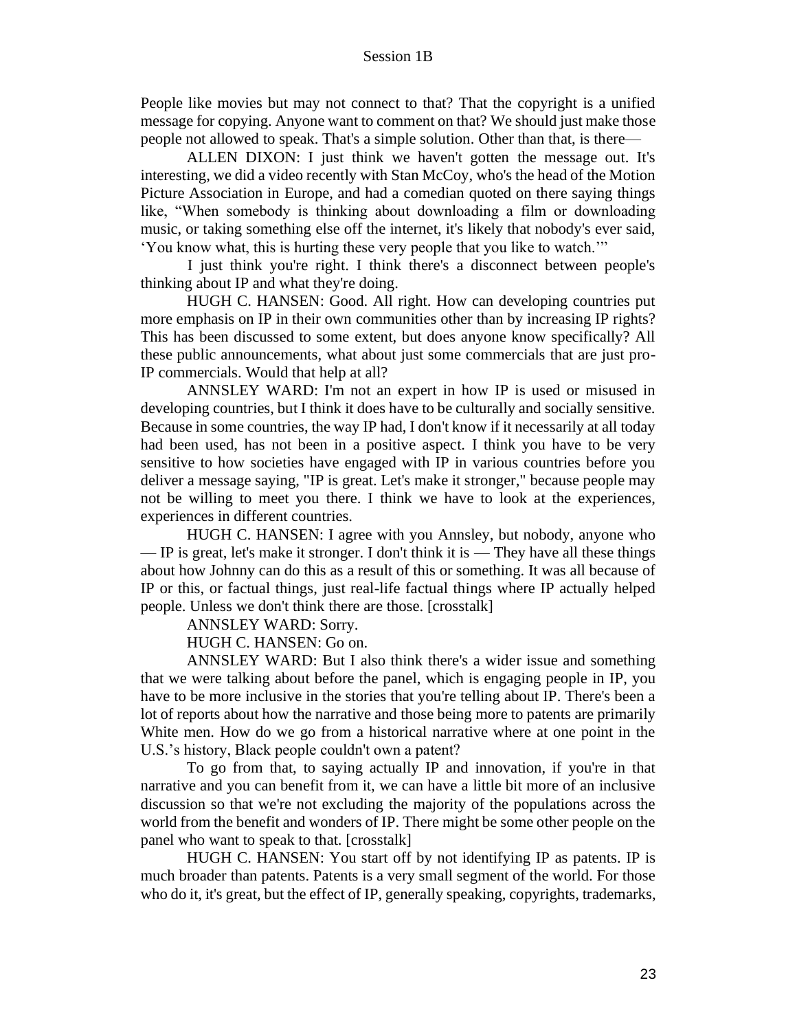People like movies but may not connect to that? That the copyright is a unified message for copying. Anyone want to comment on that? We should just make those people not allowed to speak. That's a simple solution. Other than that, is there—

ALLEN DIXON: I just think we haven't gotten the message out. It's interesting, we did a video recently with Stan McCoy, who's the head of the Motion Picture Association in Europe, and had a comedian quoted on there saying things like, "When somebody is thinking about downloading a film or downloading music, or taking something else off the internet, it's likely that nobody's ever said, 'You know what, this is hurting these very people that you like to watch.'"

I just think you're right. I think there's a disconnect between people's thinking about IP and what they're doing.

HUGH C. HANSEN: Good. All right. How can developing countries put more emphasis on IP in their own communities other than by increasing IP rights? This has been discussed to some extent, but does anyone know specifically? All these public announcements, what about just some commercials that are just pro-IP commercials. Would that help at all?

ANNSLEY WARD: I'm not an expert in how IP is used or misused in developing countries, but I think it does have to be culturally and socially sensitive. Because in some countries, the way IP had, I don't know if it necessarily at all today had been used, has not been in a positive aspect. I think you have to be very sensitive to how societies have engaged with IP in various countries before you deliver a message saying, "IP is great. Let's make it stronger," because people may not be willing to meet you there. I think we have to look at the experiences, experiences in different countries.

HUGH C. HANSEN: I agree with you Annsley, but nobody, anyone who — IP is great, let's make it stronger. I don't think it is — They have all these things about how Johnny can do this as a result of this or something. It was all because of IP or this, or factual things, just real-life factual things where IP actually helped people. Unless we don't think there are those. [crosstalk]

ANNSLEY WARD: Sorry.

HUGH C. HANSEN: Go on.

ANNSLEY WARD: But I also think there's a wider issue and something that we were talking about before the panel, which is engaging people in IP, you have to be more inclusive in the stories that you're telling about IP. There's been a lot of reports about how the narrative and those being more to patents are primarily White men. How do we go from a historical narrative where at one point in the U.S.'s history, Black people couldn't own a patent?

To go from that, to saying actually IP and innovation, if you're in that narrative and you can benefit from it, we can have a little bit more of an inclusive discussion so that we're not excluding the majority of the populations across the world from the benefit and wonders of IP. There might be some other people on the panel who want to speak to that. [crosstalk]

HUGH C. HANSEN: You start off by not identifying IP as patents. IP is much broader than patents. Patents is a very small segment of the world. For those who do it, it's great, but the effect of IP, generally speaking, copyrights, trademarks,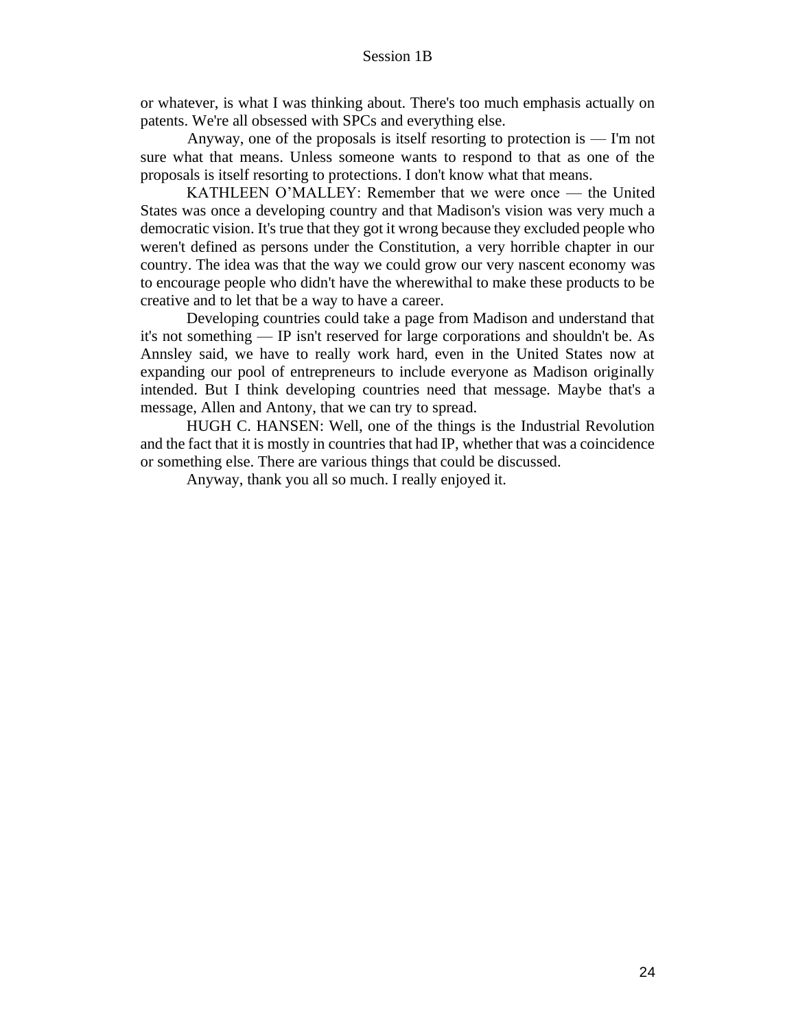or whatever, is what I was thinking about. There's too much emphasis actually on patents. We're all obsessed with SPCs and everything else.

Anyway, one of the proposals is itself resorting to protection is — I'm not sure what that means. Unless someone wants to respond to that as one of the proposals is itself resorting to protections. I don't know what that means.

KATHLEEN O'MALLEY: Remember that we were once — the United States was once a developing country and that Madison's vision was very much a democratic vision. It's true that they got it wrong because they excluded people who weren't defined as persons under the Constitution, a very horrible chapter in our country. The idea was that the way we could grow our very nascent economy was to encourage people who didn't have the wherewithal to make these products to be creative and to let that be a way to have a career.

Developing countries could take a page from Madison and understand that it's not something — IP isn't reserved for large corporations and shouldn't be. As Annsley said, we have to really work hard, even in the United States now at expanding our pool of entrepreneurs to include everyone as Madison originally intended. But I think developing countries need that message. Maybe that's a message, Allen and Antony, that we can try to spread.

HUGH C. HANSEN: Well, one of the things is the Industrial Revolution and the fact that it is mostly in countries that had IP, whether that was a coincidence or something else. There are various things that could be discussed.

Anyway, thank you all so much. I really enjoyed it.